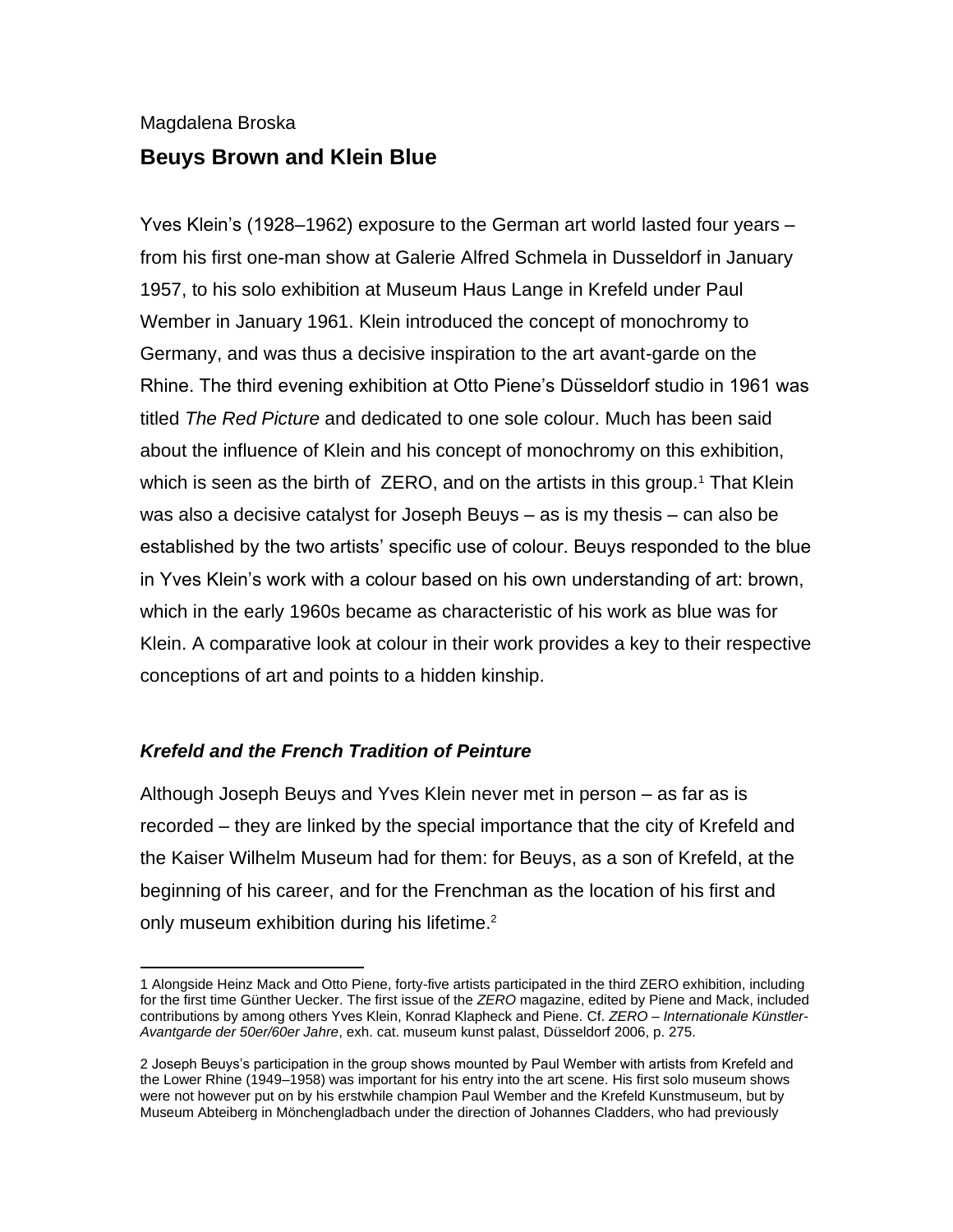Magdalena Broska

# Beuys Brown and Klein Blue

Yves Klein's (1928–1962) exposure to the German art world lasted four years – from his first one-man show at Galerie Alfred Schmela in Dusseldorf in January 1957, to his solo exhibition at Museum Haus Lange in Krefeld under Paul Wember in January 1961. Klein introduced the concept of monochromy to Germany, and was thus a decisive inspiration to the art avant-garde on the Rhine. The third evening exhibition at Otto Piene's Düsseldorf studio in 1961 was titled *The Red Picture* and dedicated to one sole colour. Much has been said about the influence of Klein and his concept of monochromy on this exhibition, which is seen as the birth of ZERO, and on the artists in this group.[1] That Klein was also a decisive catalyst for Joseph Beuys – as is my thesis – can also be established by the two artists' specific use of colour. Beuys responded to the blue in Yves Klein's work with a colour based on his own understanding of art: brown, which in the early 1960s became as characteristic of his work as blue was for Klein. A comparative look at colour in their work provides a key to their respective conceptions of art and points to a hidden kinship.

## *Krefeld and the French Tradition of Peinture*

Although Joseph Beuys and Yves Klein never met in person – as far as is recorded – they are linked by the special importance that the city of Krefeld and the Kaiser Wilhelm Museum had for them: for Beuys, as a son of Krefeld, at the beginning of his career, and for the Frenchman as the location of his first and only museum exhibition during his lifetime.[2]

---

1 Alongside Heinz Mack and Otto Piene, forty-five artists participated in the third ZERO exhibition, including for the first time Günther Uecker. The first issue of the *ZERO* magazine, edited by Piene and Mack, included contributions by among others Yves Klein, Konrad Klapheck and Piene. Cf. *ZERO – Internationale Künstler-Avantgarde der 50er/60er Jahre*, exh. cat. museum kunst palast, Düsseldorf 2006, p. 275.

2 Joseph Beuys's participation in the group shows mounted by Paul Wember with artists from Krefeld and the Lower Rhine (1949–1958) was important for his entry into the art scene. His first solo museum shows were not however put on by his erstwhile champion Paul Wember and the Krefeld Kunstmuseum, but by Museum Abteiberg in Mönchengladbach under the direction of Johannes Cladders, who had previously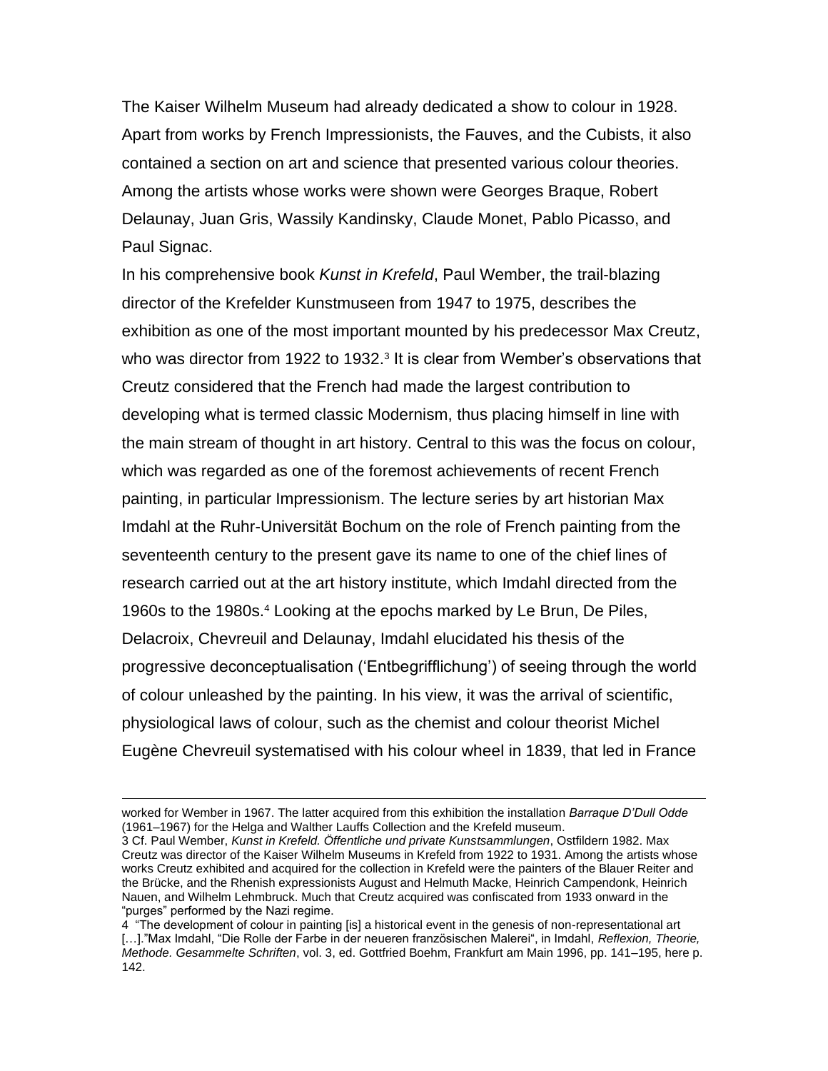The Kaiser Wilhelm Museum had already dedicated a show to colour in 1928. Apart from works by French Impressionists, the Fauves, and the Cubists, it also contained a section on art and science that presented various colour theories. Among the artists whose works were shown were Georges Braque, Robert Delaunay, Juan Gris, Wassily Kandinsky, Claude Monet, Pablo Picasso, and Paul Signac.

In his comprehensive book *Kunst in Krefeld*, Paul Wember, the trail-blazing director of the Krefelder Kunstmuseen from 1947 to 1975, describes the exhibition as one of the most important mounted by his predecessor Max Creutz, who was director from 1922 to 1932.[3] It is clear from Wember's observations that Creutz considered that the French had made the largest contribution to developing what is termed classic Modernism, thus placing himself in line with the main stream of thought in art history. Central to this was the focus on colour, which was regarded as one of the foremost achievements of recent French painting, in particular Impressionism. The lecture series by art historian Max Imdahl at the Ruhr-Universität Bochum on the role of French painting from the seventeenth century to the present gave its name to one of the chief lines of research carried out at the art history institute, which Imdahl directed from the 1960s to the 1980s.[4] Looking at the epochs marked by Le Brun, De Piles, Delacroix, Chevreuil and Delaunay, Imdahl elucidated his thesis of the progressive deconceptualisation ('Entbegrifflichung') of seeing through the world of colour unleashed by the painting. In his view, it was the arrival of scientific, physiological laws of colour, such as the chemist and colour theorist Michel Eugène Chevreuil systematised with his colour wheel in 1839, that led in France

---

worked for Wember in 1967. The latter acquired from this exhibition the installation *Barraque D'Dull Odde* (1961–1967) for the Helga and Walther Lauffs Collection and the Krefeld museum.

3 Cf. Paul Wember, *Kunst in Krefeld. Öffentliche und private Kunstsammlungen*, Ostfildern 1982. Max Creutz was director of the Kaiser Wilhelm Museums in Krefeld from 1922 to 1931. Among the artists whose works Creutz exhibited and acquired for the collection in Krefeld were the painters of the Blauer Reiter and the Brücke, and the Rhenish expressionists August and Helmuth Macke, Heinrich Campendonk, Heinrich Nauen, and Wilhelm Lehmbruck. Much that Creutz acquired was confiscated from 1933 onward in the "purges" performed by the Nazi regime.

4 "The development of colour in painting [is] a historical event in the genesis of non-representational art […]."Max Imdahl, "Die Rolle der Farbe in der neueren französischen Malerei", in Imdahl, *Reflexion, Theorie, Methode. Gesammelte Schriften*, vol. 3, ed. Gottfried Boehm, Frankfurt am Main 1996, pp. 141–195, here p. 142.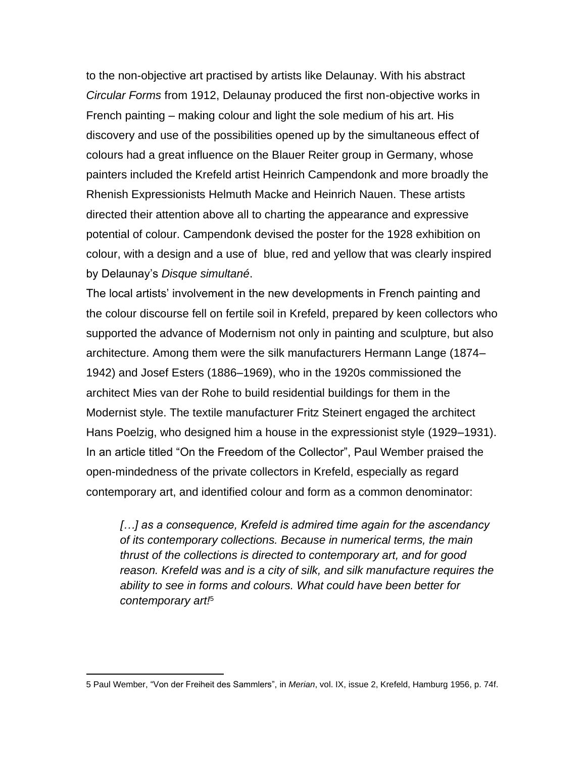to the non-objective art practised by artists like Delaunay. With his abstract *Circular Forms* from 1912, Delaunay produced the first non-objective works in French painting – making colour and light the sole medium of his art. His discovery and use of the possibilities opened up by the simultaneous effect of colours had a great influence on the Blauer Reiter group in Germany, whose painters included the Krefeld artist Heinrich Campendonk and more broadly the Rhenish Expressionists Helmuth Macke and Heinrich Nauen. These artists directed their attention above all to charting the appearance and expressive potential of colour. Campendonk devised the poster for the 1928 exhibition on colour, with a design and a use of blue, red and yellow that was clearly inspired by Delaunay's *Disque simultané*.

The local artists' involvement in the new developments in French painting and the colour discourse fell on fertile soil in Krefeld, prepared by keen collectors who supported the advance of Modernism not only in painting and sculpture, but also architecture. Among them were the silk manufacturers Hermann Lange (1874–1942) and Josef Esters (1886–1969), who in the 1920s commissioned the architect Mies van der Rohe to build residential buildings for them in the Modernist style. The textile manufacturer Fritz Steinert engaged the architect Hans Poelzig, who designed him a house in the expressionist style (1929–1931). In an article titled "On the Freedom of the Collector", Paul Wember praised the open-mindedness of the private collectors in Krefeld, especially as regard contemporary art, and identified colour and form as a common denominator:

> *[…] as a consequence, Krefeld is admired time again for the ascendancy of its contemporary collections. Because in numerical terms, the main thrust of the collections is directed to contemporary art, and for good reason. Krefeld was and is a city of silk, and silk manufacture requires the ability to see in forms and colours. What could have been better for contemporary art!*[5]

---

5 Paul Wember, "Von der Freiheit des Sammlers", in *Merian*, vol. IX, issue 2, Krefeld, Hamburg 1956, p. 74f.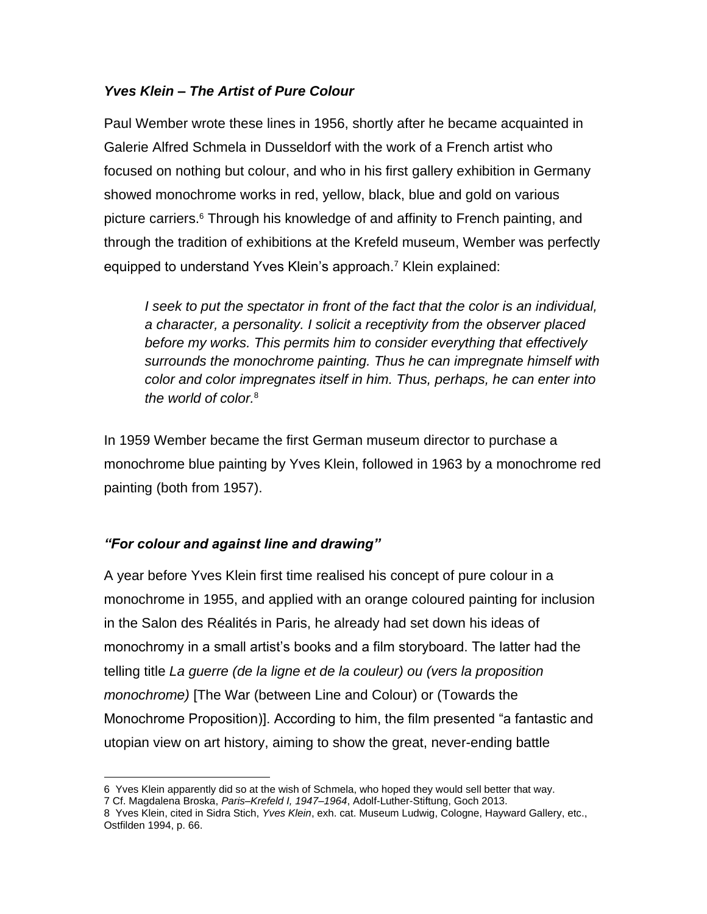### *Yves Klein – The Artist of Pure Colour*

Paul Wember wrote these lines in 1956, shortly after he became acquainted in Galerie Alfred Schmela in Dusseldorf with the work of a French artist who focused on nothing but colour, and who in his first gallery exhibition in Germany showed monochrome works in red, yellow, black, blue and gold on various picture carriers.[6] Through his knowledge of and affinity to French painting, and through the tradition of exhibitions at the Krefeld museum, Wember was perfectly equipped to understand Yves Klein's approach.[7] Klein explained:

> *I seek to put the spectator in front of the fact that the color is an individual, a character, a personality. I solicit a receptivity from the observer placed before my works. This permits him to consider everything that effectively surrounds the monochrome painting. Thus he can impregnate himself with color and color impregnates itself in him. Thus, perhaps, he can enter into the world of color.*[8]

In 1959 Wember became the first German museum director to purchase a monochrome blue painting by Yves Klein, followed in 1963 by a monochrome red painting (both from 1957).

### *"For colour and against line and drawing"*

A year before Yves Klein first time realised his concept of pure colour in a monochrome in 1955, and applied with an orange coloured painting for inclusion in the Salon des Réalités in Paris, he already had set down his ideas of monochromy in a small artist's books and a film storyboard. The latter had the telling title *La guerre (de la ligne et de la couleur) ou (vers la proposition monochrome)* [The War (between Line and Colour) or (Towards the Monochrome Proposition)]. According to him, the film presented "a fantastic and utopian view on art history, aiming to show the great, never-ending battle

---

6 Yves Klein apparently did so at the wish of Schmela, who hoped they would sell better that way.
7 Cf. Magdalena Broska, *Paris–Krefeld I, 1947–1964*, Adolf-Luther-Stiftung, Goch 2013.
8 Yves Klein, cited in Sidra Stich, *Yves Klein*, exh. cat. Museum Ludwig, Cologne, Hayward Gallery, etc., Ostfilden 1994, p. 66.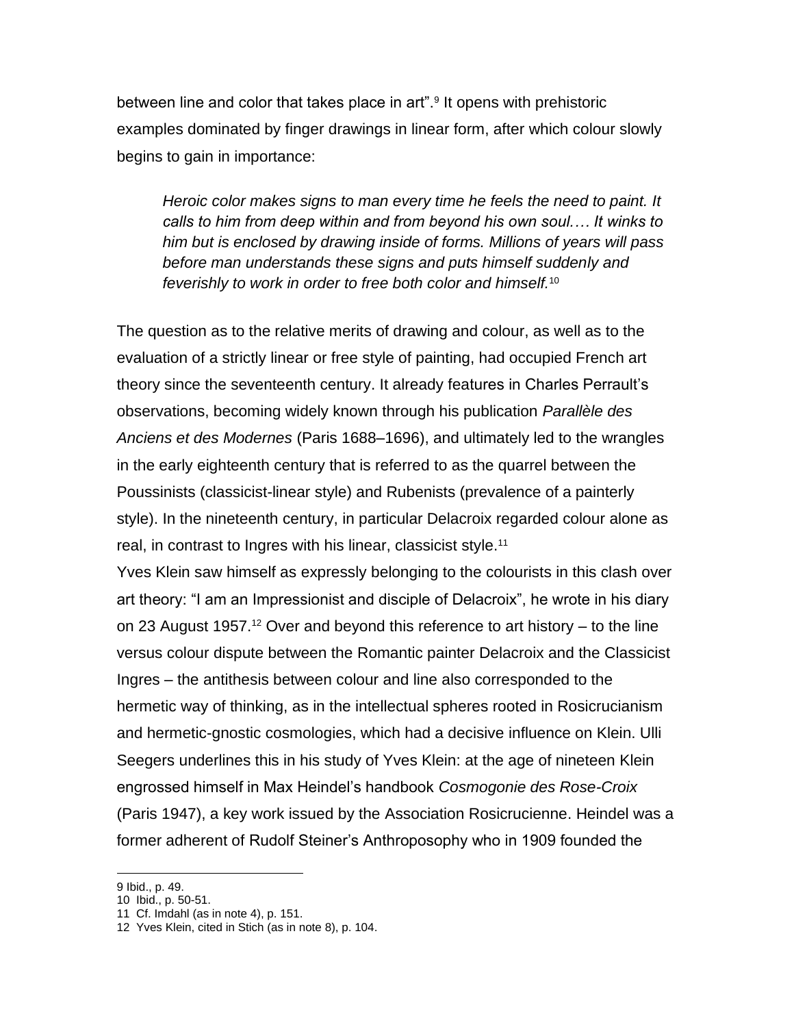between line and color that takes place in art".[9] It opens with prehistoric examples dominated by finger drawings in linear form, after which colour slowly begins to gain in importance:

> *Heroic color makes signs to man every time he feels the need to paint. It calls to him from deep within and from beyond his own soul.… It winks to him but is enclosed by drawing inside of forms. Millions of years will pass before man understands these signs and puts himself suddenly and feverishly to work in order to free both color and himself.*[10]

The question as to the relative merits of drawing and colour, as well as to the evaluation of a strictly linear or free style of painting, had occupied French art theory since the seventeenth century. It already features in Charles Perrault's observations, becoming widely known through his publication *Parallèle des Anciens et des Modernes* (Paris 1688–1696), and ultimately led to the wrangles in the early eighteenth century that is referred to as the quarrel between the Poussinists (classicist-linear style) and Rubenists (prevalence of a painterly style). In the nineteenth century, in particular Delacroix regarded colour alone as real, in contrast to Ingres with his linear, classicist style.[11]

Yves Klein saw himself as expressly belonging to the colourists in this clash over art theory: "I am an Impressionist and disciple of Delacroix", he wrote in his diary on 23 August 1957.[12] Over and beyond this reference to art history – to the line versus colour dispute between the Romantic painter Delacroix and the Classicist Ingres – the antithesis between colour and line also corresponded to the hermetic way of thinking, as in the intellectual spheres rooted in Rosicrucianism and hermetic-gnostic cosmologies, which had a decisive influence on Klein. Ulli Seegers underlines this in his study of Yves Klein: at the age of nineteen Klein engrossed himself in Max Heindel's handbook *Cosmogonie des Rose-Croix* (Paris 1947), a key work issued by the Association Rosicrucienne. Heindel was a former adherent of Rudolf Steiner's Anthroposophy who in 1909 founded the

---

9 Ibid., p. 49.
10 Ibid., p. 50-51.
11 Cf. Imdahl (as in note 4), p. 151.
12 Yves Klein, cited in Stich (as in note 8), p. 104.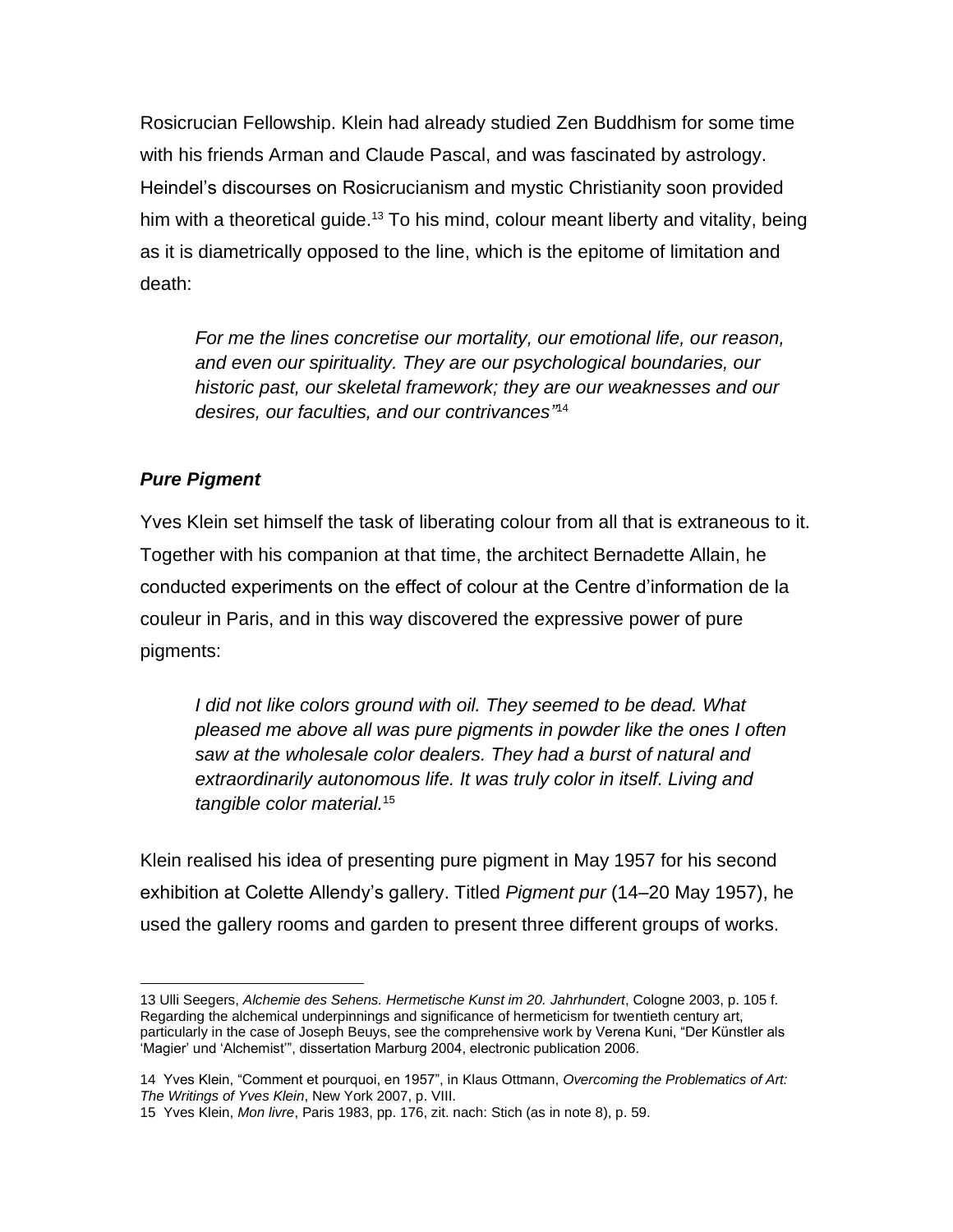Rosicrucian Fellowship. Klein had already studied Zen Buddhism for some time with his friends Arman and Claude Pascal, and was fascinated by astrology. Heindel's discourses on Rosicrucianism and mystic Christianity soon provided him with a theoretical guide.[13] To his mind, colour meant liberty and vitality, being as it is diametrically opposed to the line, which is the epitome of limitation and death:

> *For me the lines concretise our mortality, our emotional life, our reason, and even our spirituality. They are our psychological boundaries, our historic past, our skeletal framework; they are our weaknesses and our desires, our faculties, and our contrivances"*[14]

### *Pure Pigment*

Yves Klein set himself the task of liberating colour from all that is extraneous to it. Together with his companion at that time, the architect Bernadette Allain, he conducted experiments on the effect of colour at the Centre d'information de la couleur in Paris, and in this way discovered the expressive power of pure pigments:

> *I did not like colors ground with oil. They seemed to be dead. What pleased me above all was pure pigments in powder like the ones I often saw at the wholesale color dealers. They had a burst of natural and extraordinarily autonomous life. It was truly color in itself. Living and tangible color material.*[15]

Klein realised his idea of presenting pure pigment in May 1957 for his second exhibition at Colette Allendy's gallery. Titled *Pigment pur* (14–20 May 1957), he used the gallery rooms and garden to present three different groups of works.

---

13 Ulli Seegers, *Alchemie des Sehens. Hermetische Kunst im 20. Jahrhundert*, Cologne 2003, p. 105 f. Regarding the alchemical underpinnings and significance of hermeticism for twentieth century art, particularly in the case of Joseph Beuys, see the comprehensive work by Verena Kuni, "Der Künstler als 'Magier' und 'Alchemist'", dissertation Marburg 2004, electronic publication 2006.

14 Yves Klein, "Comment et pourquoi, en 1957", in Klaus Ottmann, *Overcoming the Problematics of Art: The Writings of Yves Klein*, New York 2007, p. VIII.

15 Yves Klein, *Mon livre*, Paris 1983, pp. 176, zit. nach: Stich (as in note 8), p. 59.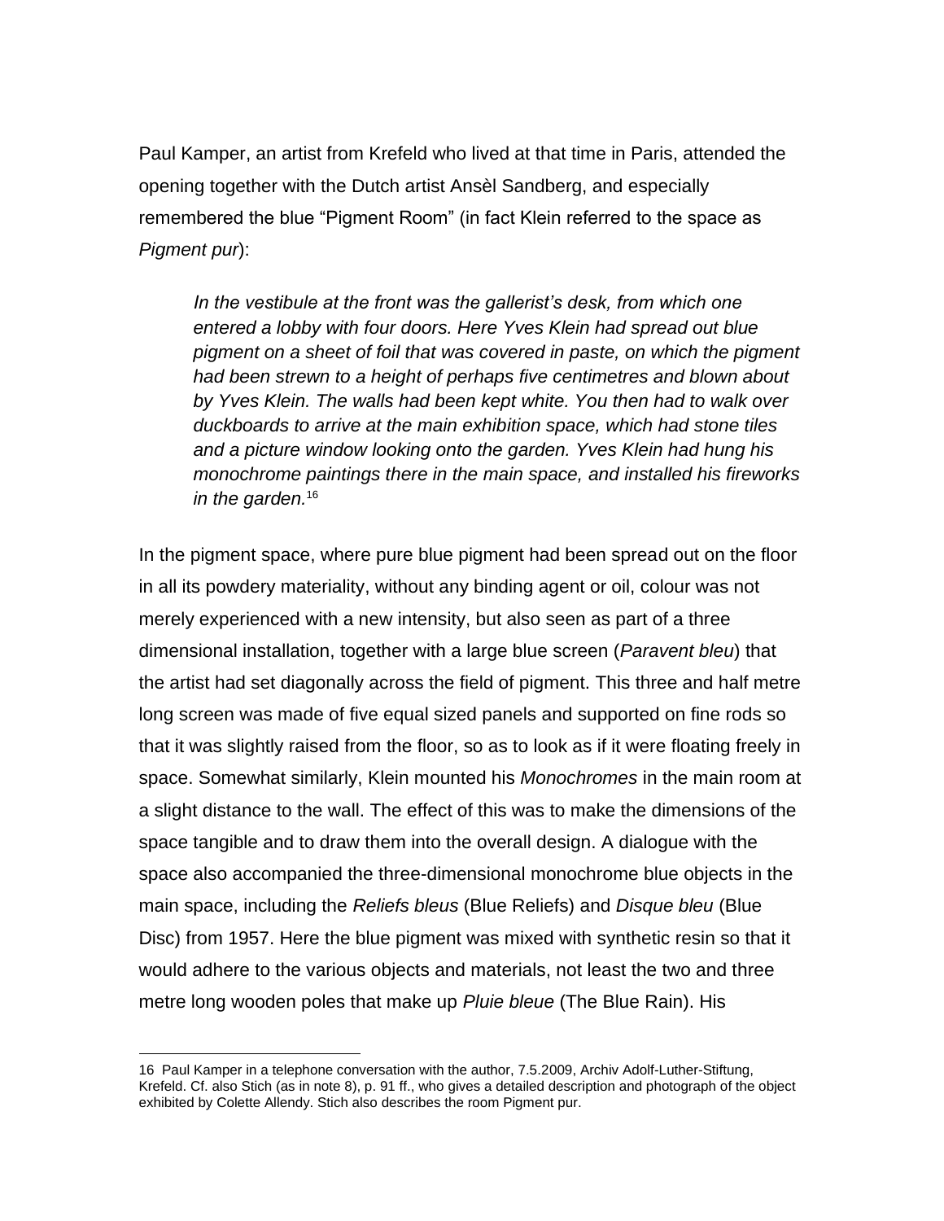Paul Kamper, an artist from Krefeld who lived at that time in Paris, attended the opening together with the Dutch artist Ansèl Sandberg, and especially remembered the blue "Pigment Room" (in fact Klein referred to the space as *Pigment pur*):

> *In the vestibule at the front was the gallerist's desk, from which one entered a lobby with four doors. Here Yves Klein had spread out blue pigment on a sheet of foil that was covered in paste, on which the pigment had been strewn to a height of perhaps five centimetres and blown about by Yves Klein. The walls had been kept white. You then had to walk over duckboards to arrive at the main exhibition space, which had stone tiles and a picture window looking onto the garden. Yves Klein had hung his monochrome paintings there in the main space, and installed his fireworks in the garden.*[16]

In the pigment space, where pure blue pigment had been spread out on the floor in all its powdery materiality, without any binding agent or oil, colour was not merely experienced with a new intensity, but also seen as part of a three dimensional installation, together with a large blue screen (*Paravent bleu*) that the artist had set diagonally across the field of pigment. This three and half metre long screen was made of five equal sized panels and supported on fine rods so that it was slightly raised from the floor, so as to look as if it were floating freely in space. Somewhat similarly, Klein mounted his *Monochromes* in the main room at a slight distance to the wall. The effect of this was to make the dimensions of the space tangible and to draw them into the overall design. A dialogue with the space also accompanied the three-dimensional monochrome blue objects in the main space, including the *Reliefs bleus* (Blue Reliefs) and *Disque bleu* (Blue Disc) from 1957. Here the blue pigment was mixed with synthetic resin so that it would adhere to the various objects and materials, not least the two and three metre long wooden poles that make up *Pluie bleue* (The Blue Rain). His

16 Paul Kamper in a telephone conversation with the author, 7.5.2009, Archiv Adolf-Luther-Stiftung, Krefeld. Cf. also Stich (as in note 8), p. 91 ff., who gives a detailed description and photograph of the object exhibited by Colette Allendy. Stich also describes the room Pigment pur.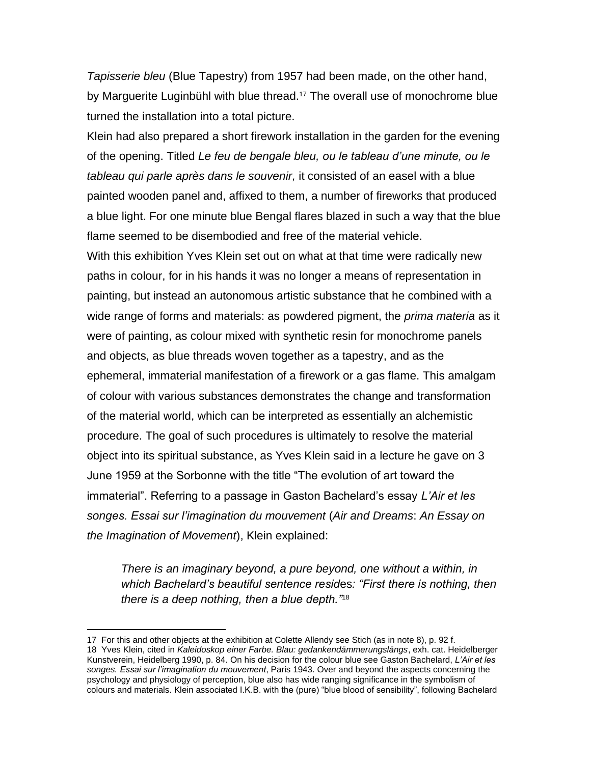*Tapisserie bleu* (Blue Tapestry) from 1957 had been made, on the other hand, by Marguerite Luginbühl with blue thread.[17] The overall use of monochrome blue turned the installation into a total picture.

Klein had also prepared a short firework installation in the garden for the evening of the opening. Titled *Le feu de bengale bleu, ou le tableau d'une minute, ou le tableau qui parle après dans le souvenir,* it consisted of an easel with a blue painted wooden panel and, affixed to them, a number of fireworks that produced a blue light. For one minute blue Bengal flares blazed in such a way that the blue flame seemed to be disembodied and free of the material vehicle.

With this exhibition Yves Klein set out on what at that time were radically new paths in colour, for in his hands it was no longer a means of representation in painting, but instead an autonomous artistic substance that he combined with a wide range of forms and materials: as powdered pigment, the *prima materia* as it were of painting, as colour mixed with synthetic resin for monochrome panels and objects, as blue threads woven together as a tapestry, and as the ephemeral, immaterial manifestation of a firework or a gas flame. This amalgam of colour with various substances demonstrates the change and transformation of the material world, which can be interpreted as essentially an alchemistic procedure. The goal of such procedures is ultimately to resolve the material object into its spiritual substance, as Yves Klein said in a lecture he gave on 3 June 1959 at the Sorbonne with the title "The evolution of art toward the immaterial". Referring to a passage in Gaston Bachelard's essay *L'Air et les songes. Essai sur l'imagination du mouvement* (*Air and Dreams*: *An Essay on the Imagination of Movement*), Klein explained:

> *There is an imaginary beyond, a pure beyond, one without a within, in which Bachelard's beautiful sentence resides: "First there is nothing, then there is a deep nothing, then a blue depth."*[18]

---

17 For this and other objects at the exhibition at Colette Allendy see Stich (as in note 8), p. 92 f.

18 Yves Klein, cited in *Kaleidoskop einer Farbe. Blau: gedankendämmerungslängs*, exh. cat. Heidelberger Kunstverein, Heidelberg 1990, p. 84. On his decision for the colour blue see Gaston Bachelard, *L'Air et les songes. Essai sur l'imagination du mouvement*, Paris 1943. Over and beyond the aspects concerning the psychology and physiology of perception, blue also has wide ranging significance in the symbolism of colours and materials. Klein associated I.K.B. with the (pure) "blue blood of sensibility", following Bachelard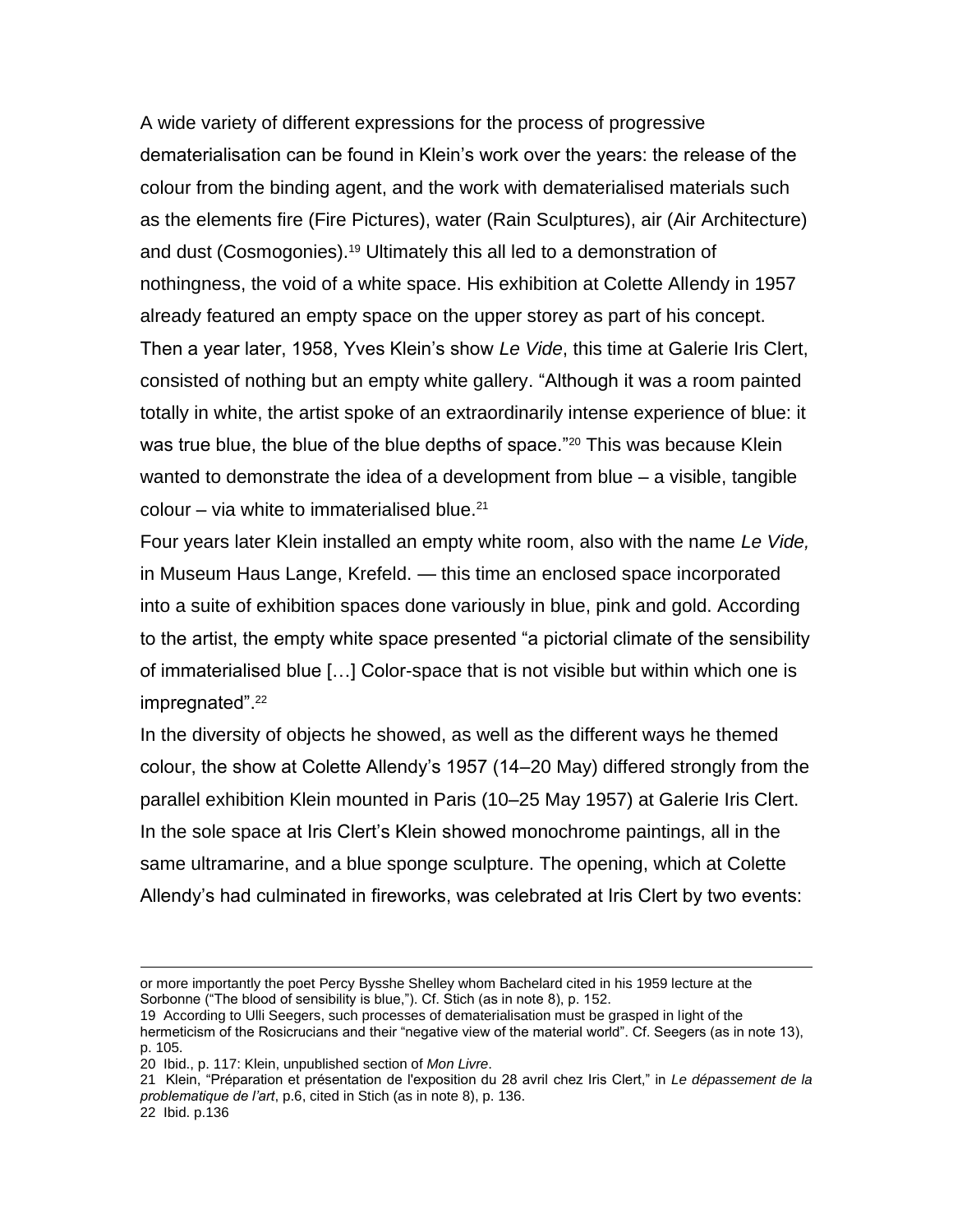A wide variety of different expressions for the process of progressive dematerialisation can be found in Klein's work over the years: the release of the colour from the binding agent, and the work with dematerialised materials such as the elements fire (Fire Pictures), water (Rain Sculptures), air (Air Architecture) and dust (Cosmogonies).[19] Ultimately this all led to a demonstration of nothingness, the void of a white space. His exhibition at Colette Allendy in 1957 already featured an empty space on the upper storey as part of his concept. Then a year later, 1958, Yves Klein's show *Le Vide*, this time at Galerie Iris Clert, consisted of nothing but an empty white gallery. "Although it was a room painted totally in white, the artist spoke of an extraordinarily intense experience of blue: it was true blue, the blue of the blue depths of space."[20] This was because Klein wanted to demonstrate the idea of a development from blue – a visible, tangible colour – via white to immaterialised blue.[21]

Four years later Klein installed an empty white room, also with the name *Le Vide,* in Museum Haus Lange, Krefeld. — this time an enclosed space incorporated into a suite of exhibition spaces done variously in blue, pink and gold. According to the artist, the empty white space presented "a pictorial climate of the sensibility of immaterialised blue […] Color-space that is not visible but within which one is impregnated".[22]

In the diversity of objects he showed, as well as the different ways he themed colour, the show at Colette Allendy's 1957 (14–20 May) differed strongly from the parallel exhibition Klein mounted in Paris (10–25 May 1957) at Galerie Iris Clert. In the sole space at Iris Clert's Klein showed monochrome paintings, all in the same ultramarine, and a blue sponge sculpture. The opening, which at Colette Allendy's had culminated in fireworks, was celebrated at Iris Clert by two events:

---

or more importantly the poet Percy Bysshe Shelley whom Bachelard cited in his 1959 lecture at the Sorbonne ("The blood of sensibility is blue,"). Cf. Stich (as in note 8), p. 152.

19 According to Ulli Seegers, such processes of dematerialisation must be grasped in light of the hermeticism of the Rosicrucians and their "negative view of the material world". Cf. Seegers (as in note 13), p. 105.

20 Ibid., p. 117: Klein, unpublished section of *Mon Livre*.

21 Klein, "Préparation et présentation de l'exposition du 28 avril chez Iris Clert," in *Le dépassement de la problematique de l'art*, p.6, cited in Stich (as in note 8), p. 136.

22 Ibid. p.136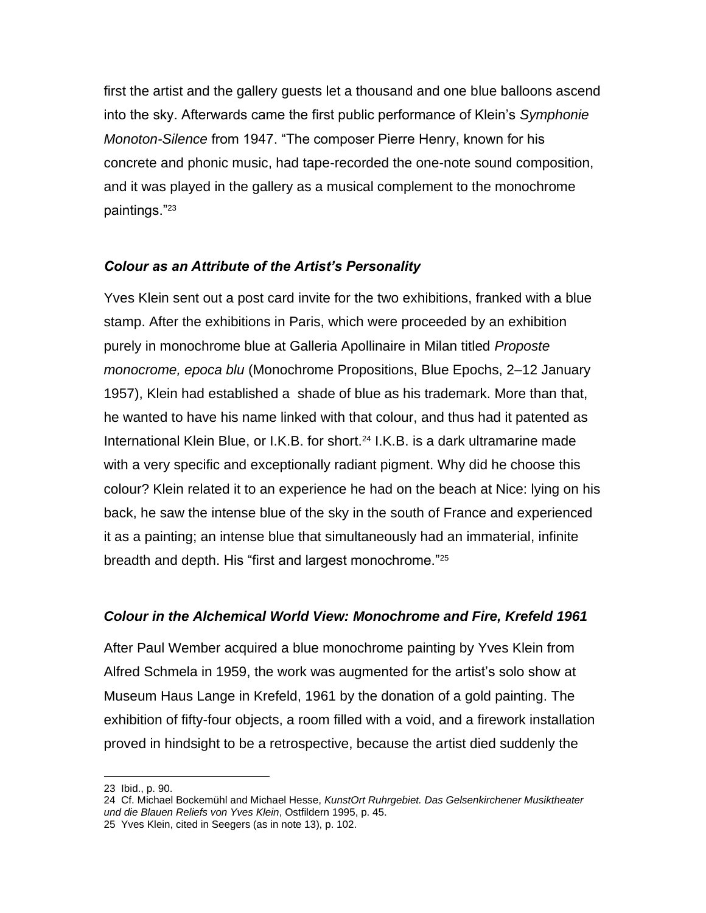first the artist and the gallery guests let a thousand and one blue balloons ascend into the sky. Afterwards came the first public performance of Klein's *Symphonie Monoton-Silence* from 1947. "The composer Pierre Henry, known for his concrete and phonic music, had tape-recorded the one-note sound composition, and it was played in the gallery as a musical complement to the monochrome paintings."[23]

### *Colour as an Attribute of the Artist's Personality*

Yves Klein sent out a post card invite for the two exhibitions, franked with a blue stamp. After the exhibitions in Paris, which were proceeded by an exhibition purely in monochrome blue at Galleria Apollinaire in Milan titled *Proposte monocrome, epoca blu* (Monochrome Propositions, Blue Epochs, 2–12 January 1957), Klein had established a shade of blue as his trademark. More than that, he wanted to have his name linked with that colour, and thus had it patented as International Klein Blue, or I.K.B. for short.[24] I.K.B. is a dark ultramarine made with a very specific and exceptionally radiant pigment. Why did he choose this colour? Klein related it to an experience he had on the beach at Nice: lying on his back, he saw the intense blue of the sky in the south of France and experienced it as a painting; an intense blue that simultaneously had an immaterial, infinite breadth and depth. His "first and largest monochrome."[25]

### *Colour in the Alchemical World View: Monochrome and Fire, Krefeld 1961*

After Paul Wember acquired a blue monochrome painting by Yves Klein from Alfred Schmela in 1959, the work was augmented for the artist's solo show at Museum Haus Lange in Krefeld, 1961 by the donation of a gold painting. The exhibition of fifty-four objects, a room filled with a void, and a firework installation proved in hindsight to be a retrospective, because the artist died suddenly the

---

23 Ibid., p. 90.

24 Cf. Michael Bockemühl and Michael Hesse, *KunstOrt Ruhrgebiet. Das Gelsenkirchener Musiktheater und die Blauen Reliefs von Yves Klein*, Ostfildern 1995, p. 45.

25 Yves Klein, cited in Seegers (as in note 13), p. 102.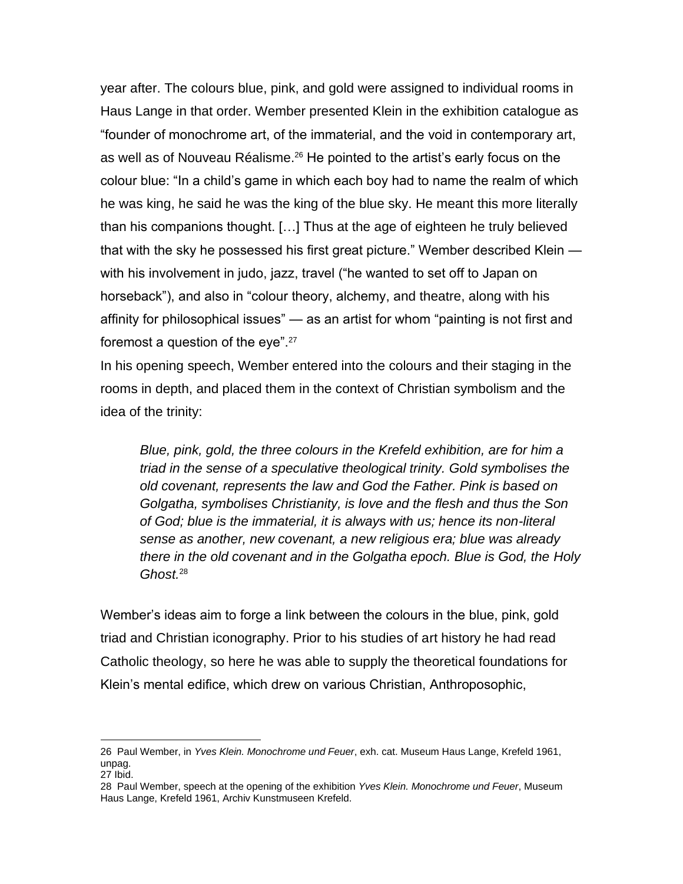year after. The colours blue, pink, and gold were assigned to individual rooms in Haus Lange in that order. Wember presented Klein in the exhibition catalogue as “founder of monochrome art, of the immaterial, and the void in contemporary art, as well as of Nouveau Réalisme.[26] He pointed to the artist’s early focus on the colour blue: “In a child’s game in which each boy had to name the realm of which he was king, he said he was the king of the blue sky. He meant this more literally than his companions thought. […] Thus at the age of eighteen he truly believed that with the sky he possessed his first great picture.” Wember described Klein — with his involvement in judo, jazz, travel (“he wanted to set off to Japan on horseback”), and also in “colour theory, alchemy, and theatre, along with his affinity for philosophical issues” — as an artist for whom “painting is not first and foremost a question of the eye”.[27]

In his opening speech, Wember entered into the colours and their staging in the rooms in depth, and placed them in the context of Christian symbolism and the idea of the trinity:

> *Blue, pink, gold, the three colours in the Krefeld exhibition, are for him a triad in the sense of a speculative theological trinity. Gold symbolises the old covenant, represents the law and God the Father. Pink is based on Golgatha, symbolises Christianity, is love and the flesh and thus the Son of God; blue is the immaterial, it is always with us; hence its non-literal sense as another, new covenant, a new religious era; blue was already there in the old covenant and in the Golgatha epoch. Blue is God, the Holy Ghost.*[28]

Wember’s ideas aim to forge a link between the colours in the blue, pink, gold triad and Christian iconography. Prior to his studies of art history he had read Catholic theology, so here he was able to supply the theoretical foundations for Klein’s mental edifice, which drew on various Christian, Anthroposophic,

---

26 Paul Wember, in *Yves Klein. Monochrome und Feuer*, exh. cat. Museum Haus Lange, Krefeld 1961, unpag.

27 Ibid.

28 Paul Wember, speech at the opening of the exhibition *Yves Klein. Monochrome und Feuer*, Museum Haus Lange, Krefeld 1961, Archiv Kunstmuseen Krefeld.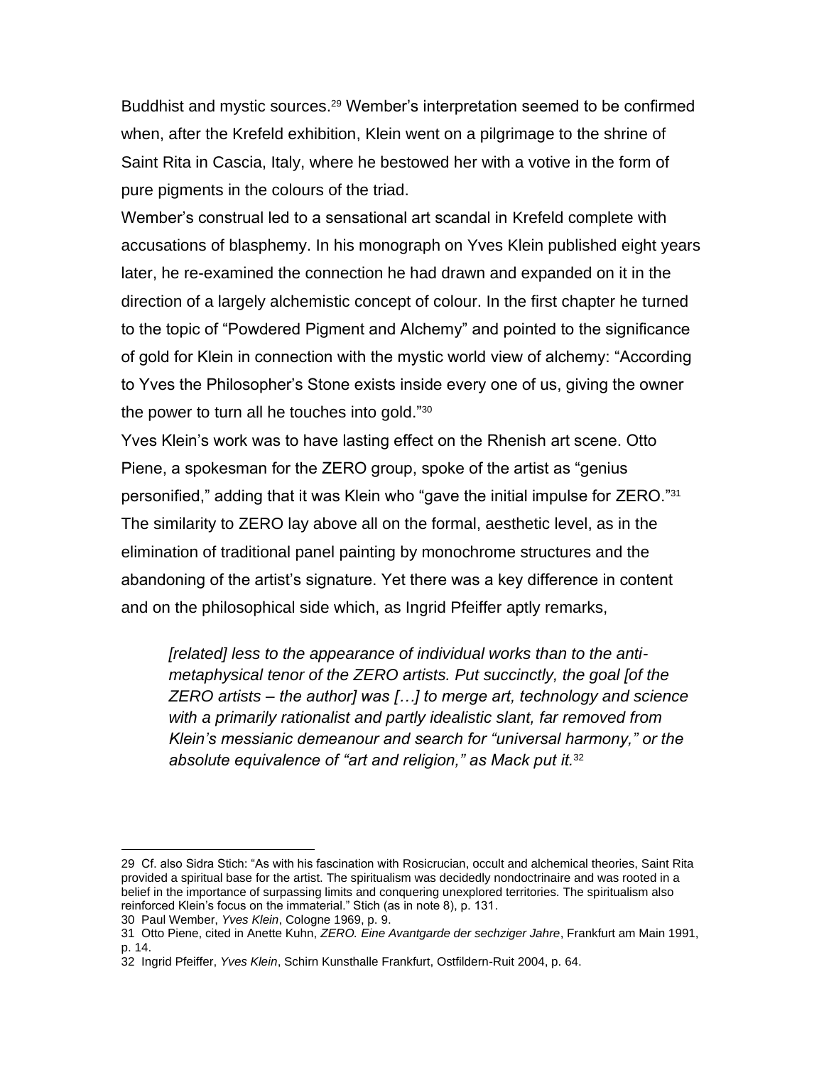Buddhist and mystic sources.[29] Wember's interpretation seemed to be confirmed when, after the Krefeld exhibition, Klein went on a pilgrimage to the shrine of Saint Rita in Cascia, Italy, where he bestowed her with a votive in the form of pure pigments in the colours of the triad.

Wember's construal led to a sensational art scandal in Krefeld complete with accusations of blasphemy. In his monograph on Yves Klein published eight years later, he re-examined the connection he had drawn and expanded on it in the direction of a largely alchemistic concept of colour. In the first chapter he turned to the topic of "Powdered Pigment and Alchemy" and pointed to the significance of gold for Klein in connection with the mystic world view of alchemy: "According to Yves the Philosopher's Stone exists inside every one of us, giving the owner the power to turn all he touches into gold."[30]

Yves Klein's work was to have lasting effect on the Rhenish art scene. Otto Piene, a spokesman for the ZERO group, spoke of the artist as "genius personified," adding that it was Klein who "gave the initial impulse for ZERO."[31] The similarity to ZERO lay above all on the formal, aesthetic level, as in the elimination of traditional panel painting by monochrome structures and the abandoning of the artist's signature. Yet there was a key difference in content and on the philosophical side which, as Ingrid Pfeiffer aptly remarks,

> *[related] less to the appearance of individual works than to the anti-metaphysical tenor of the ZERO artists. Put succinctly, the goal [of the ZERO artists – the author] was […] to merge art, technology and science with a primarily rationalist and partly idealistic slant, far removed from Klein's messianic demeanour and search for "universal harmony," or the absolute equivalence of "art and religion," as Mack put it.*[32]

---

29 Cf. also Sidra Stich: "As with his fascination with Rosicrucian, occult and alchemical theories, Saint Rita provided a spiritual base for the artist. The spiritualism was decidedly nondoctrinaire and was rooted in a belief in the importance of surpassing limits and conquering unexplored territories. The spiritualism also reinforced Klein's focus on the immaterial." Stich (as in note 8), p. 131.

30 Paul Wember, *Yves Klein*, Cologne 1969, p. 9.

31 Otto Piene, cited in Anette Kuhn, *ZERO. Eine Avantgarde der sechziger Jahre*, Frankfurt am Main 1991, p. 14.

32 Ingrid Pfeiffer, *Yves Klein*, Schirn Kunsthalle Frankfurt, Ostfildern-Ruit 2004, p. 64.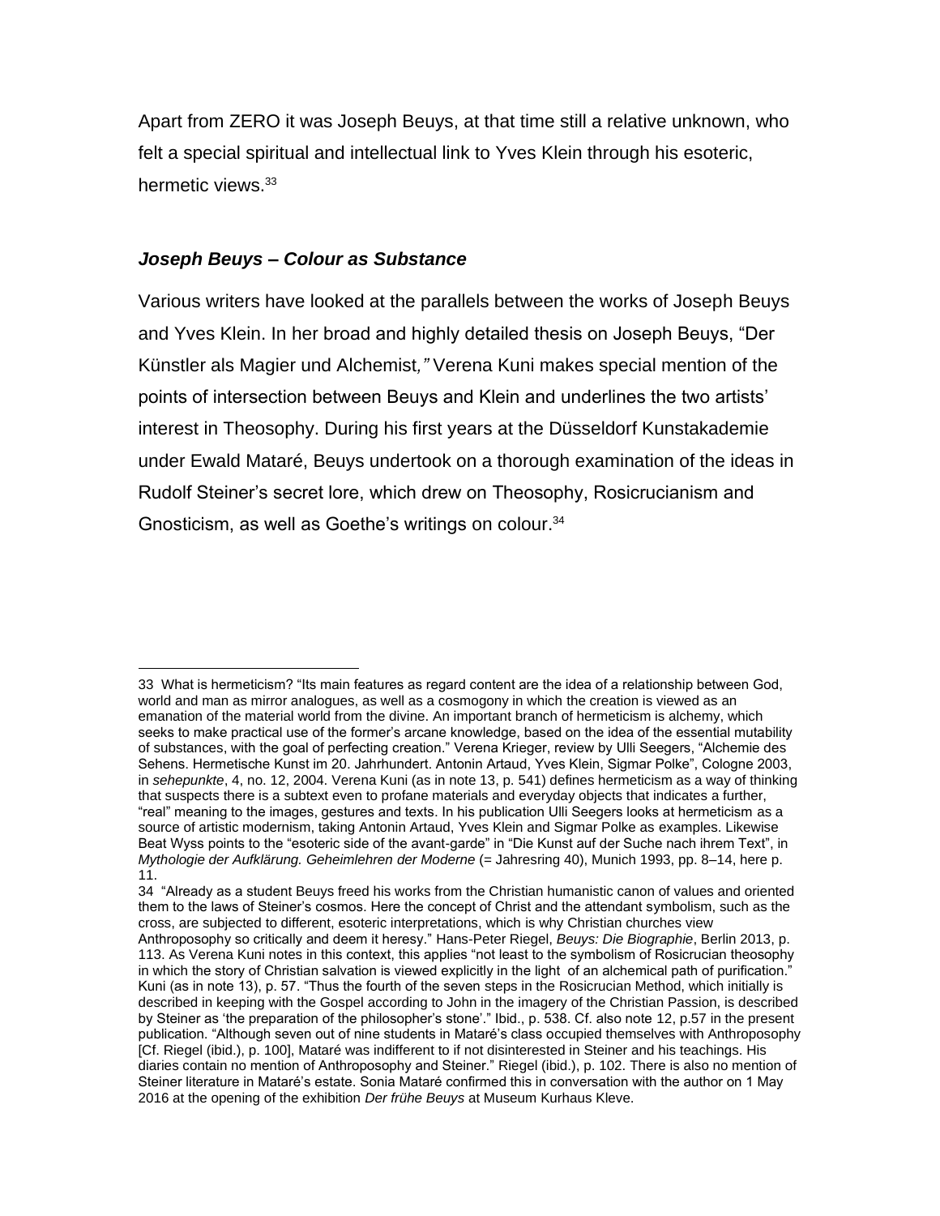Apart from ZERO it was Joseph Beuys, at that time still a relative unknown, who felt a special spiritual and intellectual link to Yves Klein through his esoteric, hermetic views.[33]

### *Joseph Beuys – Colour as Substance*

Various writers have looked at the parallels between the works of Joseph Beuys and Yves Klein. In her broad and highly detailed thesis on Joseph Beuys, “Der Künstler als Magier und Alchemist*,”* Verena Kuni makes special mention of the points of intersection between Beuys and Klein and underlines the two artists’ interest in Theosophy. During his first years at the Düsseldorf Kunstakademie under Ewald Mataré, Beuys undertook on a thorough examination of the ideas in Rudolf Steiner’s secret lore, which drew on Theosophy, Rosicrucianism and Gnosticism, as well as Goethe’s writings on colour.[34]

---

33 What is hermeticism? “Its main features as regard content are the idea of a relationship between God, world and man as mirror analogues, as well as a cosmogony in which the creation is viewed as an emanation of the material world from the divine. An important branch of hermeticism is alchemy, which seeks to make practical use of the former’s arcane knowledge, based on the idea of the essential mutability of substances, with the goal of perfecting creation.” Verena Krieger, review by Ulli Seegers, “Alchemie des Sehens. Hermetische Kunst im 20. Jahrhundert. Antonin Artaud, Yves Klein, Sigmar Polke”, Cologne 2003, in *sehepunkte*, 4, no. 12, 2004. Verena Kuni (as in note 13, p. 541) defines hermeticism as a way of thinking that suspects there is a subtext even to profane materials and everyday objects that indicates a further, “real” meaning to the images, gestures and texts. In his publication Ulli Seegers looks at hermeticism as a source of artistic modernism, taking Antonin Artaud, Yves Klein and Sigmar Polke as examples. Likewise Beat Wyss points to the “esoteric side of the avant-garde” in “Die Kunst auf der Suche nach ihrem Text”, in *Mythologie der Aufklärung. Geheimlehren der Moderne* (= Jahresring 40), Munich 1993, pp. 8–14, here p. 11.

34 “Already as a student Beuys freed his works from the Christian humanistic canon of values and oriented them to the laws of Steiner’s cosmos. Here the concept of Christ and the attendant symbolism, such as the cross, are subjected to different, esoteric interpretations, which is why Christian churches view Anthroposophy so critically and deem it heresy.” Hans-Peter Riegel, *Beuys: Die Biographie*, Berlin 2013, p. 113. As Verena Kuni notes in this context, this applies “not least to the symbolism of Rosicrucian theosophy in which the story of Christian salvation is viewed explicitly in the light of an alchemical path of purification.” Kuni (as in note 13), p. 57. “Thus the fourth of the seven steps in the Rosicrucian Method, which initially is described in keeping with the Gospel according to John in the imagery of the Christian Passion, is described by Steiner as ‘the preparation of the philosopher’s stone’.” Ibid., p. 538. Cf. also note 12, p.57 in the present publication. “Although seven out of nine students in Mataré’s class occupied themselves with Anthroposophy [Cf. Riegel (ibid.), p. 100], Mataré was indifferent to if not disinterested in Steiner and his teachings. His diaries contain no mention of Anthroposophy and Steiner.” Riegel (ibid.), p. 102. There is also no mention of Steiner literature in Mataré’s estate. Sonia Mataré confirmed this in conversation with the author on 1 May 2016 at the opening of the exhibition *Der frühe Beuys* at Museum Kurhaus Kleve.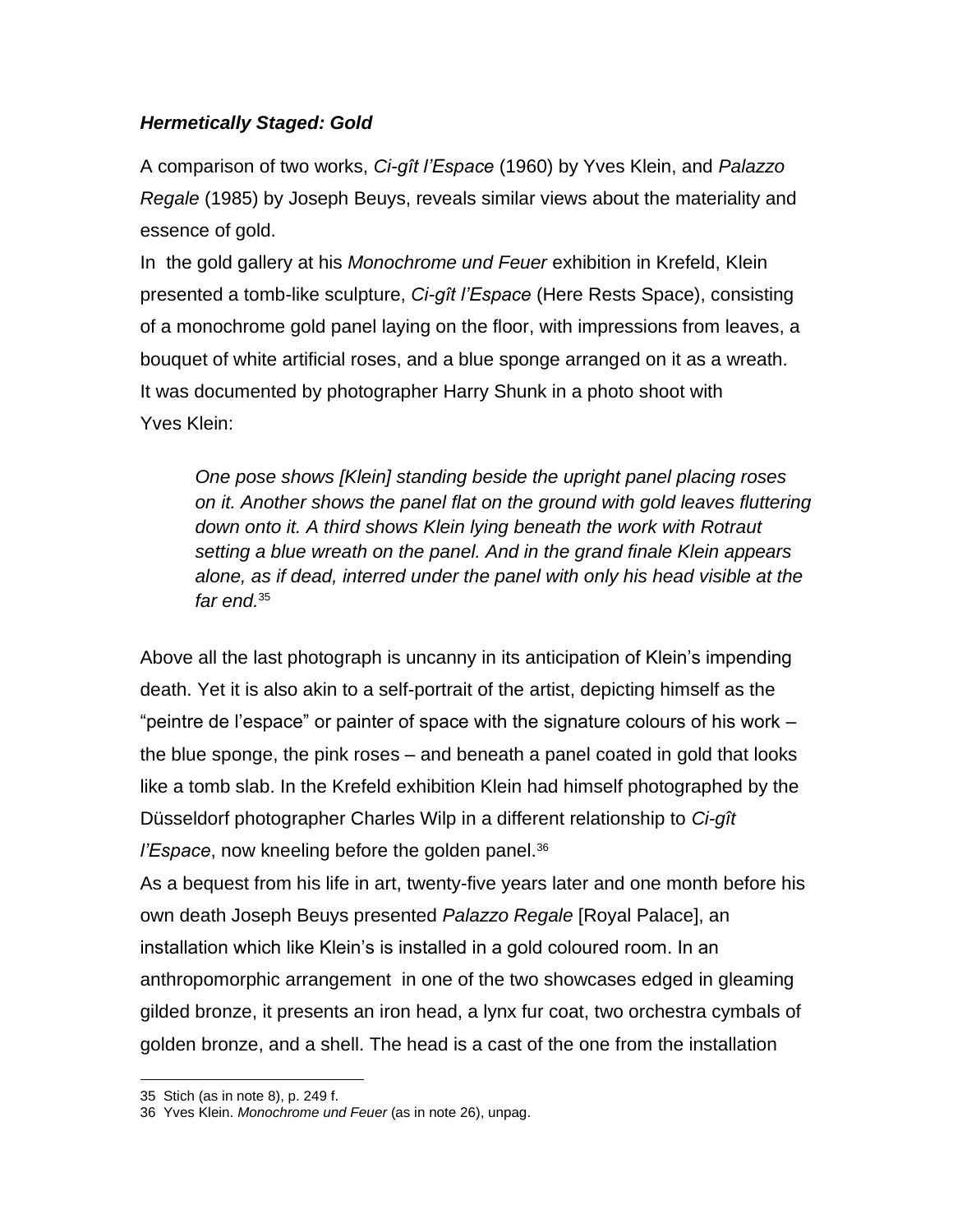### ***Hermetically Staged: Gold***

A comparison of two works, *Ci-gît l'Espace* (1960) by Yves Klein, and *Palazzo Regale* (1985) by Joseph Beuys, reveals similar views about the materiality and essence of gold.

In the gold gallery at his *Monochrome und Feuer* exhibition in Krefeld, Klein presented a tomb-like sculpture, *Ci-gît l'Espace* (Here Rests Space), consisting of a monochrome gold panel laying on the floor, with impressions from leaves, a bouquet of white artificial roses, and a blue sponge arranged on it as a wreath. It was documented by photographer Harry Shunk in a photo shoot with Yves Klein:

> *One pose shows [Klein] standing beside the upright panel placing roses on it. Another shows the panel flat on the ground with gold leaves fluttering down onto it. A third shows Klein lying beneath the work with Rotraut setting a blue wreath on the panel. And in the grand finale Klein appears alone, as if dead, interred under the panel with only his head visible at the far end.*[35]

Above all the last photograph is uncanny in its anticipation of Klein's impending death. Yet it is also akin to a self-portrait of the artist, depicting himself as the "peintre de l'espace" or painter of space with the signature colours of his work – the blue sponge, the pink roses – and beneath a panel coated in gold that looks like a tomb slab. In the Krefeld exhibition Klein had himself photographed by the Düsseldorf photographer Charles Wilp in a different relationship to *Ci-gît l'Espace*, now kneeling before the golden panel.[36]

As a bequest from his life in art, twenty-five years later and one month before his own death Joseph Beuys presented *Palazzo Regale* [Royal Palace], an installation which like Klein's is installed in a gold coloured room. In an anthropomorphic arrangement in one of the two showcases edged in gleaming gilded bronze, it presents an iron head, a lynx fur coat, two orchestra cymbals of golden bronze, and a shell. The head is a cast of the one from the installation

---

35 Stich (as in note 8), p. 249 f.

36 Yves Klein. *Monochrome und Feuer* (as in note 26), unpag.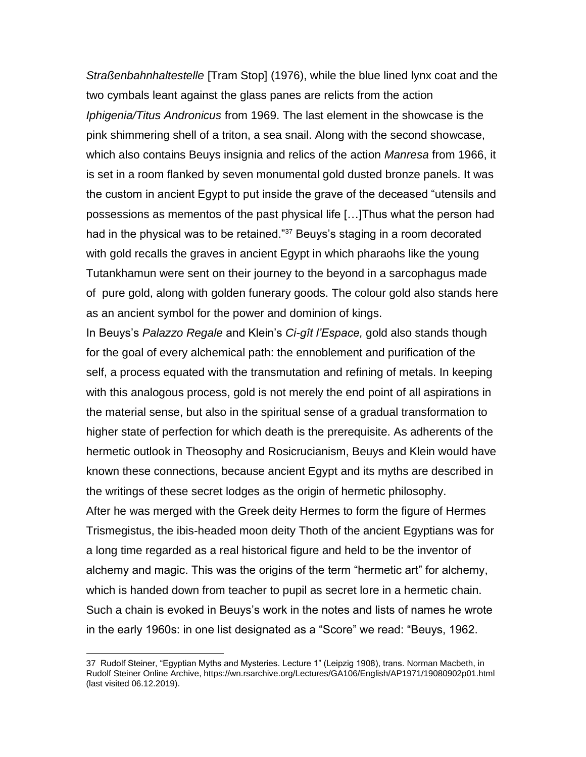*Straßenbahnhaltestelle* [Tram Stop] (1976), while the blue lined lynx coat and the two cymbals leant against the glass panes are relicts from the action *Iphigenia/Titus Andronicus* from 1969. The last element in the showcase is the pink shimmering shell of a triton, a sea snail. Along with the second showcase, which also contains Beuys insignia and relics of the action *Manresa* from 1966, it is set in a room flanked by seven monumental gold dusted bronze panels. It was the custom in ancient Egypt to put inside the grave of the deceased "utensils and possessions as mementos of the past physical life […]Thus what the person had had in the physical was to be retained."[37] Beuys's staging in a room decorated with gold recalls the graves in ancient Egypt in which pharaohs like the young Tutankhamun were sent on their journey to the beyond in a sarcophagus made of pure gold, along with golden funerary goods. The colour gold also stands here as an ancient symbol for the power and dominion of kings.

In Beuys's *Palazzo Regale* and Klein's *Ci-gît l'Espace,* gold also stands though for the goal of every alchemical path: the ennoblement and purification of the self, a process equated with the transmutation and refining of metals. In keeping with this analogous process, gold is not merely the end point of all aspirations in the material sense, but also in the spiritual sense of a gradual transformation to higher state of perfection for which death is the prerequisite. As adherents of the hermetic outlook in Theosophy and Rosicrucianism, Beuys and Klein would have known these connections, because ancient Egypt and its myths are described in the writings of these secret lodges as the origin of hermetic philosophy.

After he was merged with the Greek deity Hermes to form the figure of Hermes Trismegistus, the ibis-headed moon deity Thoth of the ancient Egyptians was for a long time regarded as a real historical figure and held to be the inventor of alchemy and magic. This was the origins of the term "hermetic art" for alchemy, which is handed down from teacher to pupil as secret lore in a hermetic chain. Such a chain is evoked in Beuys's work in the notes and lists of names he wrote in the early 1960s: in one list designated as a "Score" we read: "Beuys, 1962.

37 Rudolf Steiner, "Egyptian Myths and Mysteries. Lecture 1" (Leipzig 1908), trans. Norman Macbeth, in Rudolf Steiner Online Archive, https://wn.rsarchive.org/Lectures/GA106/English/AP1971/19080902p01.html (last visited 06.12.2019).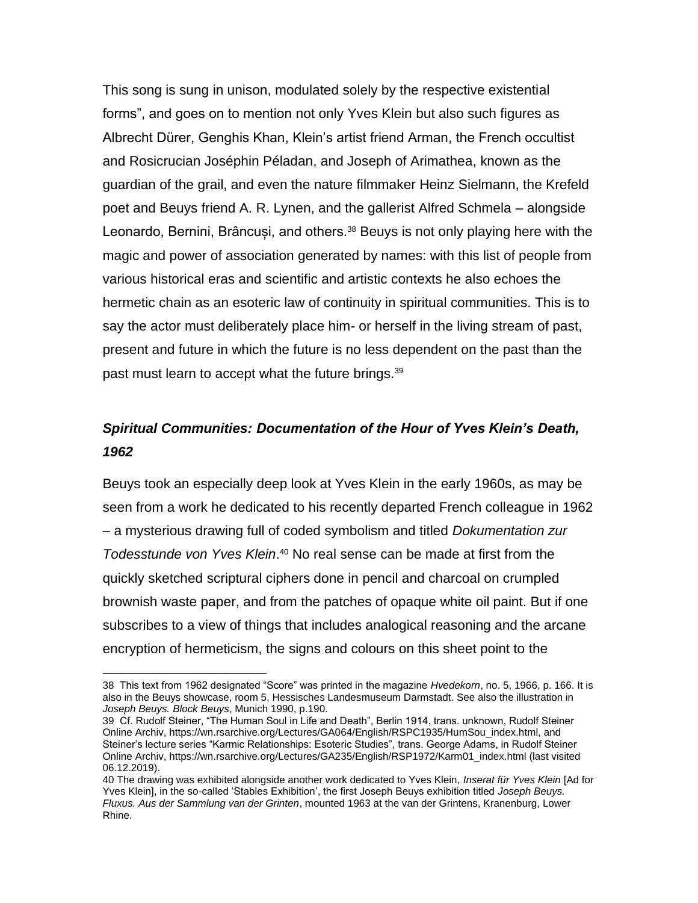This song is sung in unison, modulated solely by the respective existential forms", and goes on to mention not only Yves Klein but also such figures as Albrecht Dürer, Genghis Khan, Klein's artist friend Arman, the French occultist and Rosicrucian Joséphin Péladan, and Joseph of Arimathea, known as the guardian of the grail, and even the nature filmmaker Heinz Sielmann, the Krefeld poet and Beuys friend A. R. Lynen, and the gallerist Alfred Schmela – alongside Leonardo, Bernini, Brâncuși, and others.[38] Beuys is not only playing here with the magic and power of association generated by names: with this list of people from various historical eras and scientific and artistic contexts he also echoes the hermetic chain as an esoteric law of continuity in spiritual communities. This is to say the actor must deliberately place him- or herself in the living stream of past, present and future in which the future is no less dependent on the past than the past must learn to accept what the future brings.[39]

## *Spiritual Communities: Documentation of the Hour of Yves Klein's Death, 1962*

Beuys took an especially deep look at Yves Klein in the early 1960s, as may be seen from a work he dedicated to his recently departed French colleague in 1962 – a mysterious drawing full of coded symbolism and titled *Dokumentation zur Todesstunde von Yves Klein*.[40] No real sense can be made at first from the quickly sketched scriptural ciphers done in pencil and charcoal on crumpled brownish waste paper, and from the patches of opaque white oil paint. But if one subscribes to a view of things that includes analogical reasoning and the arcane encryption of hermeticism, the signs and colours on this sheet point to the

---

38 This text from 1962 designated "Score" was printed in the magazine *Hvedekorn*, no. 5, 1966, p. 166. It is also in the Beuys showcase, room 5, Hessisches Landesmuseum Darmstadt. See also the illustration in *Joseph Beuys. Block Beuys*, Munich 1990, p.190.

39 Cf. Rudolf Steiner, "The Human Soul in Life and Death", Berlin 1914, trans. unknown, Rudolf Steiner Online Archiv, https://wn.rsarchive.org/Lectures/GA064/English/RSPC1935/HumSou_index.html, and Steiner's lecture series "Karmic Relationships: Esoteric Studies", trans. George Adams, in Rudolf Steiner Online Archiv, https://wn.rsarchive.org/Lectures/GA235/English/RSP1972/Karm01_index.html (last visited 06.12.2019).

40 The drawing was exhibited alongside another work dedicated to Yves Klein, *Inserat für Yves Klein* [Ad for Yves Klein], in the so-called 'Stables Exhibition', the first Joseph Beuys exhibition titled *Joseph Beuys. Fluxus. Aus der Sammlung van der Grinten*, mounted 1963 at the van der Grintens, Kranenburg, Lower Rhine.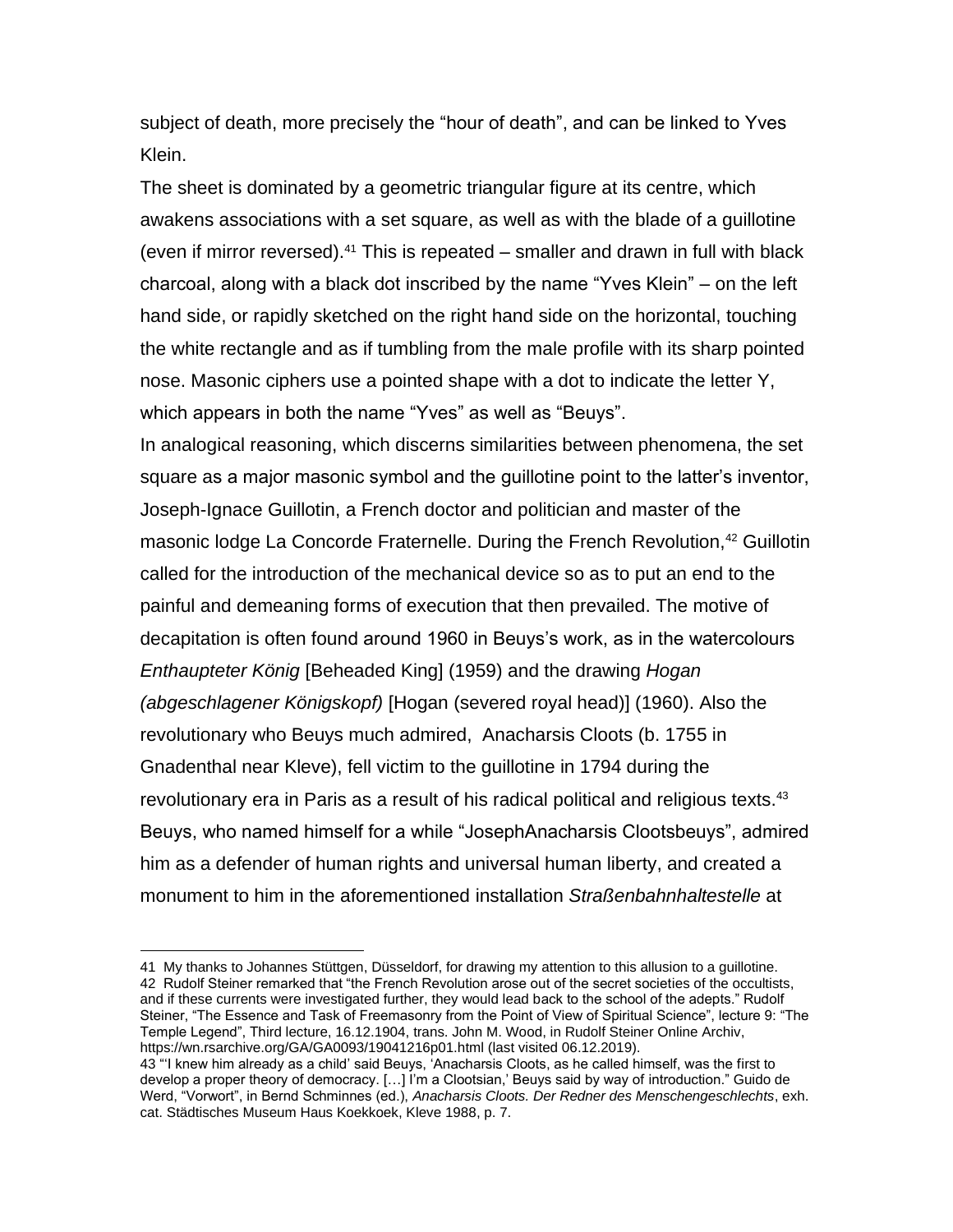subject of death, more precisely the "hour of death", and can be linked to Yves Klein.

The sheet is dominated by a geometric triangular figure at its centre, which awakens associations with a set square, as well as with the blade of a guillotine (even if mirror reversed).[41] This is repeated – smaller and drawn in full with black charcoal, along with a black dot inscribed by the name "Yves Klein" – on the left hand side, or rapidly sketched on the right hand side on the horizontal, touching the white rectangle and as if tumbling from the male profile with its sharp pointed nose. Masonic ciphers use a pointed shape with a dot to indicate the letter Y, which appears in both the name "Yves" as well as "Beuys".

In analogical reasoning, which discerns similarities between phenomena, the set square as a major masonic symbol and the guillotine point to the latter's inventor, Joseph-Ignace Guillotin, a French doctor and politician and master of the masonic lodge La Concorde Fraternelle. During the French Revolution,[42] Guillotin called for the introduction of the mechanical device so as to put an end to the painful and demeaning forms of execution that then prevailed. The motive of decapitation is often found around 1960 in Beuys's work, as in the watercolours *Enthaupteter König* [Beheaded King] (1959) and the drawing *Hogan (abgeschlagener Königskopf)* [Hogan (severed royal head)] (1960). Also the revolutionary who Beuys much admired, Anacharsis Cloots (b. 1755 in Gnadenthal near Kleve), fell victim to the guillotine in 1794 during the revolutionary era in Paris as a result of his radical political and religious texts.[43] Beuys, who named himself for a while "JosephAnacharsis Clootsbeuys", admired him as a defender of human rights and universal human liberty, and created a monument to him in the aforementioned installation *Straßenbahnhaltestelle* at

---

41 My thanks to Johannes Stüttgen, Düsseldorf, for drawing my attention to this allusion to a guillotine.

42 Rudolf Steiner remarked that "the French Revolution arose out of the secret societies of the occultists, and if these currents were investigated further, they would lead back to the school of the adepts." Rudolf Steiner, "The Essence and Task of Freemasonry from the Point of View of Spiritual Science", lecture 9: "The Temple Legend", Third lecture, 16.12.1904, trans. John M. Wood, in Rudolf Steiner Online Archiv, https://wn.rsarchive.org/GA/GA0093/19041216p01.html (last visited 06.12.2019).

43 "'I knew him already as a child' said Beuys, 'Anacharsis Cloots, as he called himself, was the first to develop a proper theory of democracy. […] I'm a Clootsian,' Beuys said by way of introduction." Guido de Werd, "Vorwort", in Bernd Schminnes (ed.), *Anacharsis Cloots. Der Redner des Menschengeschlechts*, exh. cat. Städtisches Museum Haus Koekkoek, Kleve 1988, p. 7.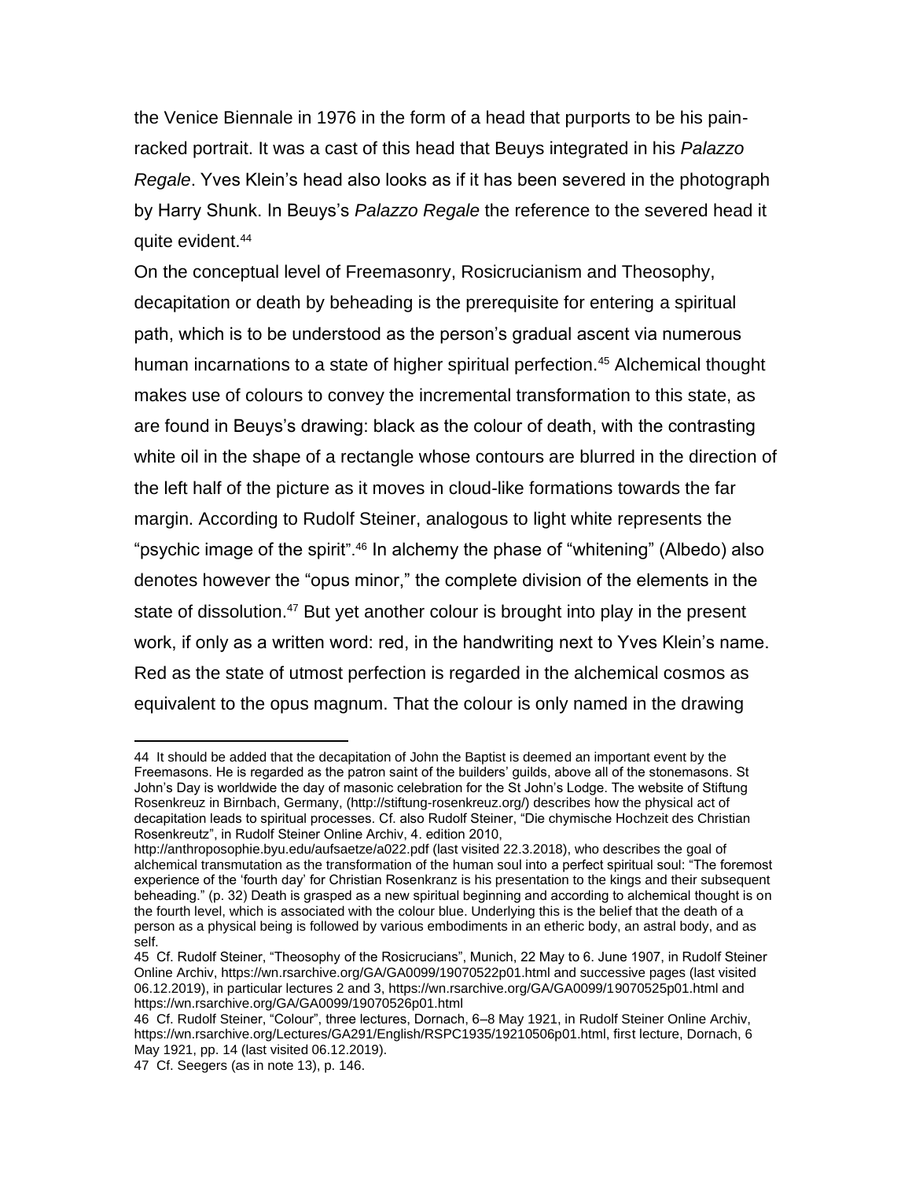the Venice Biennale in 1976 in the form of a head that purports to be his pain-racked portrait. It was a cast of this head that Beuys integrated in his *Palazzo Regale*. Yves Klein's head also looks as if it has been severed in the photograph by Harry Shunk. In Beuys's *Palazzo Regale* the reference to the severed head it quite evident.[44]

On the conceptual level of Freemasonry, Rosicrucianism and Theosophy, decapitation or death by beheading is the prerequisite for entering a spiritual path, which is to be understood as the person's gradual ascent via numerous human incarnations to a state of higher spiritual perfection.[45] Alchemical thought makes use of colours to convey the incremental transformation to this state, as are found in Beuys's drawing: black as the colour of death, with the contrasting white oil in the shape of a rectangle whose contours are blurred in the direction of the left half of the picture as it moves in cloud-like formations towards the far margin. According to Rudolf Steiner, analogous to light white represents the "psychic image of the spirit".[46] In alchemy the phase of "whitening" (Albedo) also denotes however the "opus minor," the complete division of the elements in the state of dissolution.[47] But yet another colour is brought into play in the present work, if only as a written word: red, in the handwriting next to Yves Klein's name. Red as the state of utmost perfection is regarded in the alchemical cosmos as equivalent to the opus magnum. That the colour is only named in the drawing

---

44 It should be added that the decapitation of John the Baptist is deemed an important event by the Freemasons. He is regarded as the patron saint of the builders' guilds, above all of the stonemasons. St John's Day is worldwide the day of masonic celebration for the St John's Lodge. The website of Stiftung Rosenkreuz in Birnbach, Germany, (http://stiftung-rosenkreuz.org/) describes how the physical act of decapitation leads to spiritual processes. Cf. also Rudolf Steiner, "Die chymische Hochzeit des Christian Rosenkreutz", in Rudolf Steiner Online Archiv, 4. edition 2010, http://anthroposophie.byu.edu/aufsaetze/a022.pdf (last visited 22.3.2018), who describes the goal of alchemical transmutation as the transformation of the human soul into a perfect spiritual soul: "The foremost experience of the 'fourth day' for Christian Rosenkranz is his presentation to the kings and their subsequent beheading." (p. 32) Death is grasped as a new spiritual beginning and according to alchemical thought is on the fourth level, which is associated with the colour blue. Underlying this is the belief that the death of a person as a physical being is followed by various embodiments in an etheric body, an astral body, and as self.

45 Cf. Rudolf Steiner, "Theosophy of the Rosicrucians", Munich, 22 May to 6. June 1907, in Rudolf Steiner Online Archiv, https://wn.rsarchive.org/GA/GA0099/19070522p01.html and successive pages (last visited 06.12.2019), in particular lectures 2 and 3, https://wn.rsarchive.org/GA/GA0099/19070525p01.html and https://wn.rsarchive.org/GA/GA0099/19070526p01.html

46 Cf. Rudolf Steiner, "Colour", three lectures, Dornach, 6–8 May 1921, in Rudolf Steiner Online Archiv, https://wn.rsarchive.org/Lectures/GA291/English/RSPC1935/19210506p01.html, first lecture, Dornach, 6 May 1921, pp. 14 (last visited 06.12.2019).

47 Cf. Seegers (as in note 13), p. 146.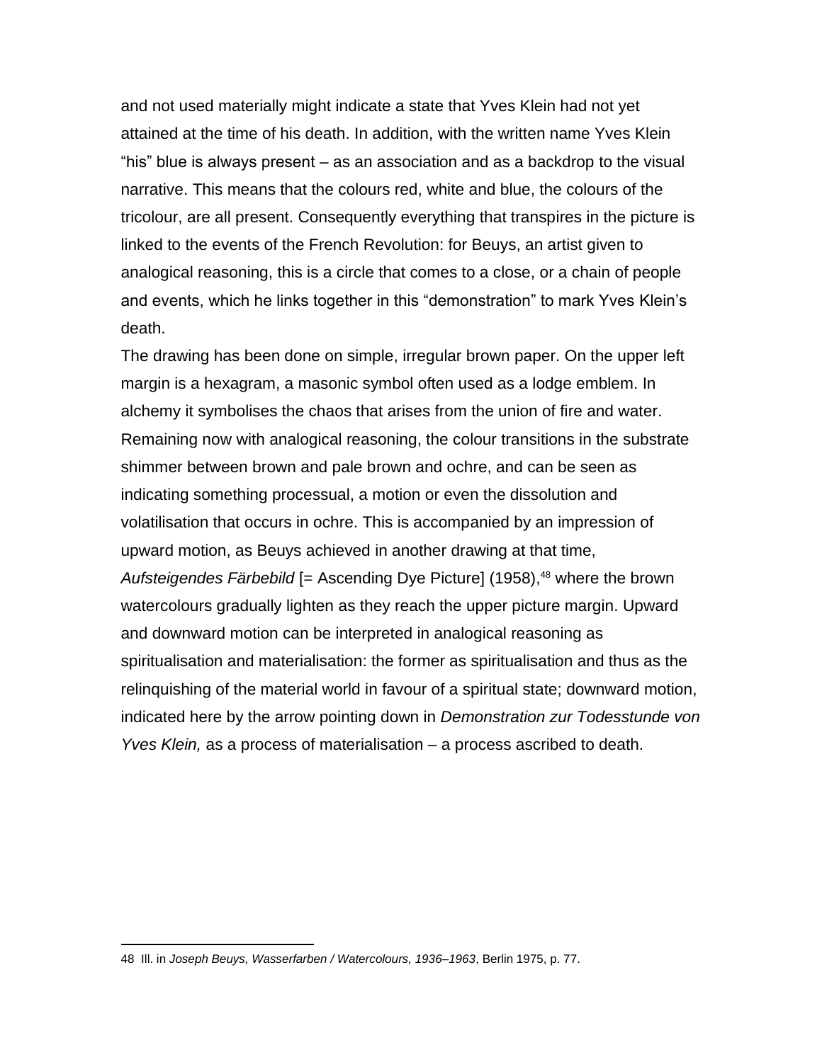and not used materially might indicate a state that Yves Klein had not yet attained at the time of his death. In addition, with the written name Yves Klein "his" blue is always present – as an association and as a backdrop to the visual narrative. This means that the colours red, white and blue, the colours of the tricolour, are all present. Consequently everything that transpires in the picture is linked to the events of the French Revolution: for Beuys, an artist given to analogical reasoning, this is a circle that comes to a close, or a chain of people and events, which he links together in this "demonstration" to mark Yves Klein's death.

The drawing has been done on simple, irregular brown paper. On the upper left margin is a hexagram, a masonic symbol often used as a lodge emblem. In alchemy it symbolises the chaos that arises from the union of fire and water. Remaining now with analogical reasoning, the colour transitions in the substrate shimmer between brown and pale brown and ochre, and can be seen as indicating something processual, a motion or even the dissolution and volatilisation that occurs in ochre. This is accompanied by an impression of upward motion, as Beuys achieved in another drawing at that time, *Aufsteigendes Färbebild* [= Ascending Dye Picture] (1958),[48] where the brown watercolours gradually lighten as they reach the upper picture margin. Upward and downward motion can be interpreted in analogical reasoning as spiritualisation and materialisation: the former as spiritualisation and thus as the relinquishing of the material world in favour of a spiritual state; downward motion, indicated here by the arrow pointing down in *Demonstration zur Todesstunde von Yves Klein,* as a process of materialisation – a process ascribed to death.

---

48 Ill. in *Joseph Beuys, Wasserfarben / Watercolours, 1936–1963*, Berlin 1975, p. 77.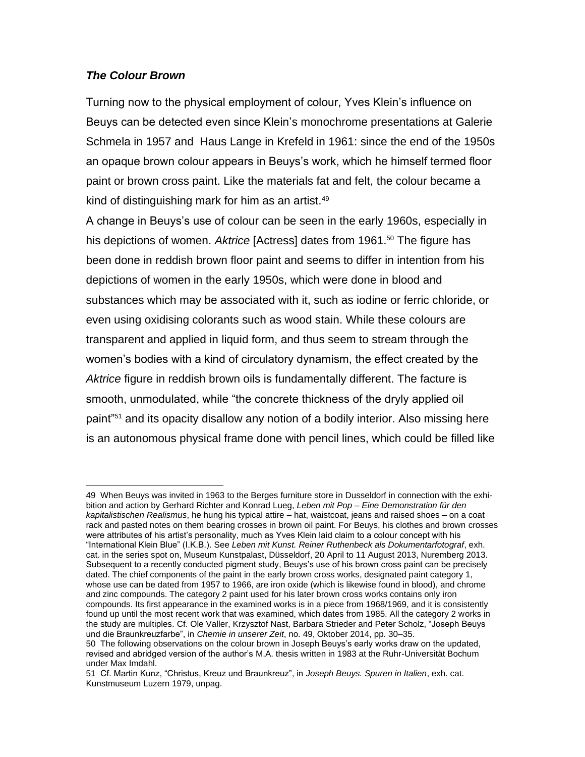### *The Colour Brown*

Turning now to the physical employment of colour, Yves Klein's influence on Beuys can be detected even since Klein's monochrome presentations at Galerie Schmela in 1957 and Haus Lange in Krefeld in 1961: since the end of the 1950s an opaque brown colour appears in Beuys's work, which he himself termed floor paint or brown cross paint. Like the materials fat and felt, the colour became a kind of distinguishing mark for him as an artist.[49]

A change in Beuys's use of colour can be seen in the early 1960s, especially in his depictions of women. *Aktrice* [Actress] dates from 1961.[50] The figure has been done in reddish brown floor paint and seems to differ in intention from his depictions of women in the early 1950s, which were done in blood and substances which may be associated with it, such as iodine or ferric chloride, or even using oxidising colorants such as wood stain. While these colours are transparent and applied in liquid form, and thus seem to stream through the women's bodies with a kind of circulatory dynamism, the effect created by the *Aktrice* figure in reddish brown oils is fundamentally different. The facture is smooth, unmodulated, while "the concrete thickness of the dryly applied oil paint"[51] and its opacity disallow any notion of a bodily interior. Also missing here is an autonomous physical frame done with pencil lines, which could be filled like

---

49 When Beuys was invited in 1963 to the Berges furniture store in Dusseldorf in connection with the exhibition and action by Gerhard Richter and Konrad Lueg, *Leben mit Pop – Eine Demonstration für den kapitalistischen Realismus*, he hung his typical attire – hat, waistcoat, jeans and raised shoes – on a coat rack and pasted notes on them bearing crosses in brown oil paint. For Beuys, his clothes and brown crosses were attributes of his artist's personality, much as Yves Klein laid claim to a colour concept with his "International Klein Blue" (I.K.B.). See *Leben mit Kunst. Reiner Ruthenbeck als Dokumentarfotograf*, exh. cat. in the series spot on, Museum Kunstpalast, Düsseldorf, 20 April to 11 August 2013, Nuremberg 2013. Subsequent to a recently conducted pigment study, Beuys's use of his brown cross paint can be precisely dated. The chief components of the paint in the early brown cross works, designated paint category 1, whose use can be dated from 1957 to 1966, are iron oxide (which is likewise found in blood), and chrome and zinc compounds. The category 2 paint used for his later brown cross works contains only iron compounds. Its first appearance in the examined works is in a piece from 1968/1969, and it is consistently found up until the most recent work that was examined, which dates from 1985. All the category 2 works in the study are multiples. Cf. Ole Valler, Krzysztof Nast, Barbara Strieder and Peter Scholz, "Joseph Beuys und die Braunkreuzfarbe", in *Chemie in unserer Zeit*, no. 49, Oktober 2014, pp. 30–35.

50 The following observations on the colour brown in Joseph Beuys's early works draw on the updated, revised and abridged version of the author's M.A. thesis written in 1983 at the Ruhr-Universität Bochum under Max Imdahl.

51 Cf. Martin Kunz, "Christus, Kreuz und Braunkreuz", in *Joseph Beuys. Spuren in Italien*, exh. cat. Kunstmuseum Luzern 1979, unpag.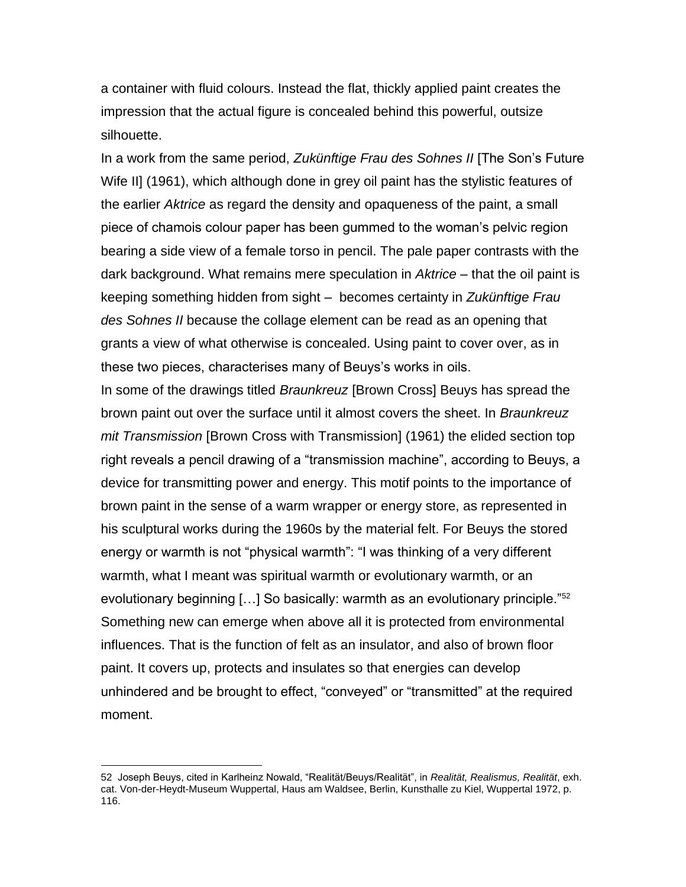a container with fluid colours. Instead the flat, thickly applied paint creates the impression that the actual figure is concealed behind this powerful, outsize silhouette.

In a work from the same period, *Zukünftige Frau des Sohnes II* [The Son's Future Wife II] (1961), which although done in grey oil paint has the stylistic features of the earlier *Aktrice* as regard the density and opaqueness of the paint, a small piece of chamois colour paper has been gummed to the woman's pelvic region bearing a side view of a female torso in pencil. The pale paper contrasts with the dark background. What remains mere speculation in *Aktrice* – that the oil paint is keeping something hidden from sight – becomes certainty in *Zukünftige Frau des Sohnes II* because the collage element can be read as an opening that grants a view of what otherwise is concealed. Using paint to cover over, as in these two pieces, characterises many of Beuys's works in oils.

In some of the drawings titled *Braunkreuz* [Brown Cross] Beuys has spread the brown paint out over the surface until it almost covers the sheet. In *Braunkreuz mit Transmission* [Brown Cross with Transmission] (1961) the elided section top right reveals a pencil drawing of a "transmission machine", according to Beuys, a device for transmitting power and energy. This motif points to the importance of brown paint in the sense of a warm wrapper or energy store, as represented in his sculptural works during the 1960s by the material felt. For Beuys the stored energy or warmth is not "physical warmth": "I was thinking of a very different warmth, what I meant was spiritual warmth or evolutionary warmth, or an evolutionary beginning […] So basically: warmth as an evolutionary principle."[52] Something new can emerge when above all it is protected from environmental influences. That is the function of felt as an insulator, and also of brown floor paint. It covers up, protects and insulates so that energies can develop unhindered and be brought to effect, "conveyed" or "transmitted" at the required moment.

---

52 Joseph Beuys, cited in Karlheinz Nowald, "Realität/Beuys/Realität", in *Realität, Realismus, Realität*, exh. cat. Von-der-Heydt-Museum Wuppertal, Haus am Waldsee, Berlin, Kunsthalle zu Kiel, Wuppertal 1972, p. 116.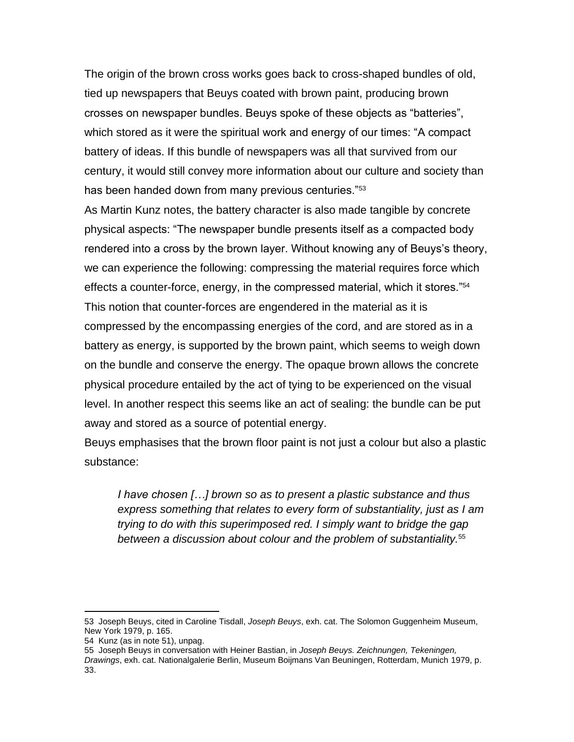The origin of the brown cross works goes back to cross-shaped bundles of old, tied up newspapers that Beuys coated with brown paint, producing brown crosses on newspaper bundles. Beuys spoke of these objects as "batteries", which stored as it were the spiritual work and energy of our times: "A compact battery of ideas. If this bundle of newspapers was all that survived from our century, it would still convey more information about our culture and society than has been handed down from many previous centuries."[53]

As Martin Kunz notes, the battery character is also made tangible by concrete physical aspects: "The newspaper bundle presents itself as a compacted body rendered into a cross by the brown layer. Without knowing any of Beuys's theory, we can experience the following: compressing the material requires force which effects a counter-force, energy, in the compressed material, which it stores."[54]

This notion that counter-forces are engendered in the material as it is compressed by the encompassing energies of the cord, and are stored as in a battery as energy, is supported by the brown paint, which seems to weigh down on the bundle and conserve the energy. The opaque brown allows the concrete physical procedure entailed by the act of tying to be experienced on the visual level. In another respect this seems like an act of sealing: the bundle can be put away and stored as a source of potential energy.

Beuys emphasises that the brown floor paint is not just a colour but also a plastic substance:

> *I have chosen […] brown so as to present a plastic substance and thus express something that relates to every form of substantiality, just as I am trying to do with this superimposed red. I simply want to bridge the gap between a discussion about colour and the problem of substantiality.*[55]

---

53 Joseph Beuys, cited in Caroline Tisdall, *Joseph Beuys*, exh. cat. The Solomon Guggenheim Museum, New York 1979, p. 165.

54 Kunz (as in note 51), unpag.

55 Joseph Beuys in conversation with Heiner Bastian, in *Joseph Beuys. Zeichnungen, Tekeningen, Drawings*, exh. cat. Nationalgalerie Berlin, Museum Boijmans Van Beuningen, Rotterdam, Munich 1979, p. 33.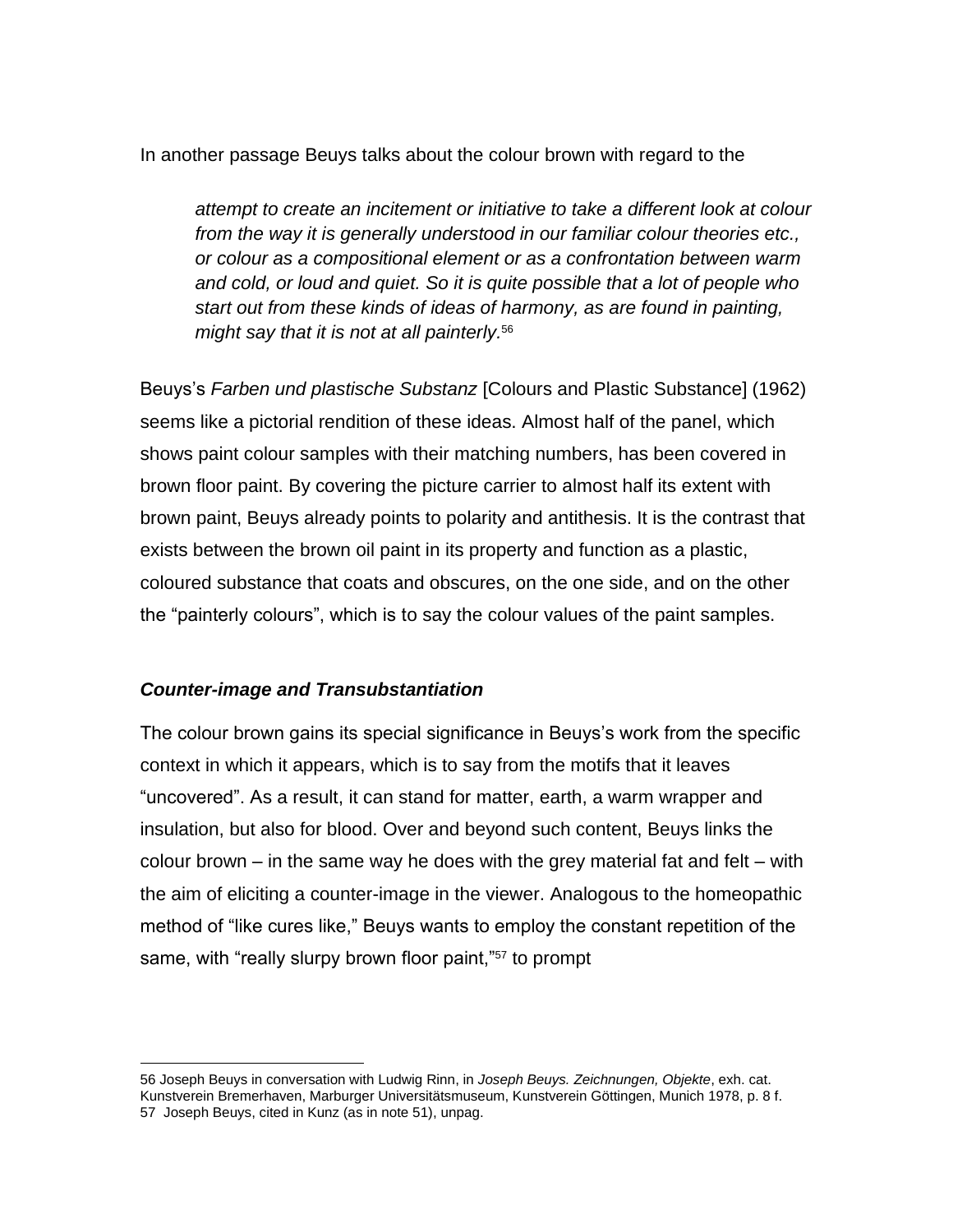In another passage Beuys talks about the colour brown with regard to the

> *attempt to create an incitement or initiative to take a different look at colour from the way it is generally understood in our familiar colour theories etc., or colour as a compositional element or as a confrontation between warm and cold, or loud and quiet. So it is quite possible that a lot of people who start out from these kinds of ideas of harmony, as are found in painting, might say that it is not at all painterly.*[56]

Beuys's *Farben und plastische Substanz* [Colours and Plastic Substance] (1962) seems like a pictorial rendition of these ideas. Almost half of the panel, which shows paint colour samples with their matching numbers, has been covered in brown floor paint. By covering the picture carrier to almost half its extent with brown paint, Beuys already points to polarity and antithesis. It is the contrast that exists between the brown oil paint in its property and function as a plastic, coloured substance that coats and obscures, on the one side, and on the other the "painterly colours", which is to say the colour values of the paint samples.

### ***Counter-image and Transubstantiation***

The colour brown gains its special significance in Beuys's work from the specific context in which it appears, which is to say from the motifs that it leaves "uncovered". As a result, it can stand for matter, earth, a warm wrapper and insulation, but also for blood. Over and beyond such content, Beuys links the colour brown – in the same way he does with the grey material fat and felt – with the aim of eliciting a counter-image in the viewer. Analogous to the homeopathic method of "like cures like," Beuys wants to employ the constant repetition of the same, with "really slurpy brown floor paint,"[57] to prompt

---

56 Joseph Beuys in conversation with Ludwig Rinn, in *Joseph Beuys. Zeichnungen, Objekte*, exh. cat. Kunstverein Bremerhaven, Marburger Universitätsmuseum, Kunstverein Göttingen, Munich 1978, p. 8 f.

57 Joseph Beuys, cited in Kunz (as in note 51), unpag.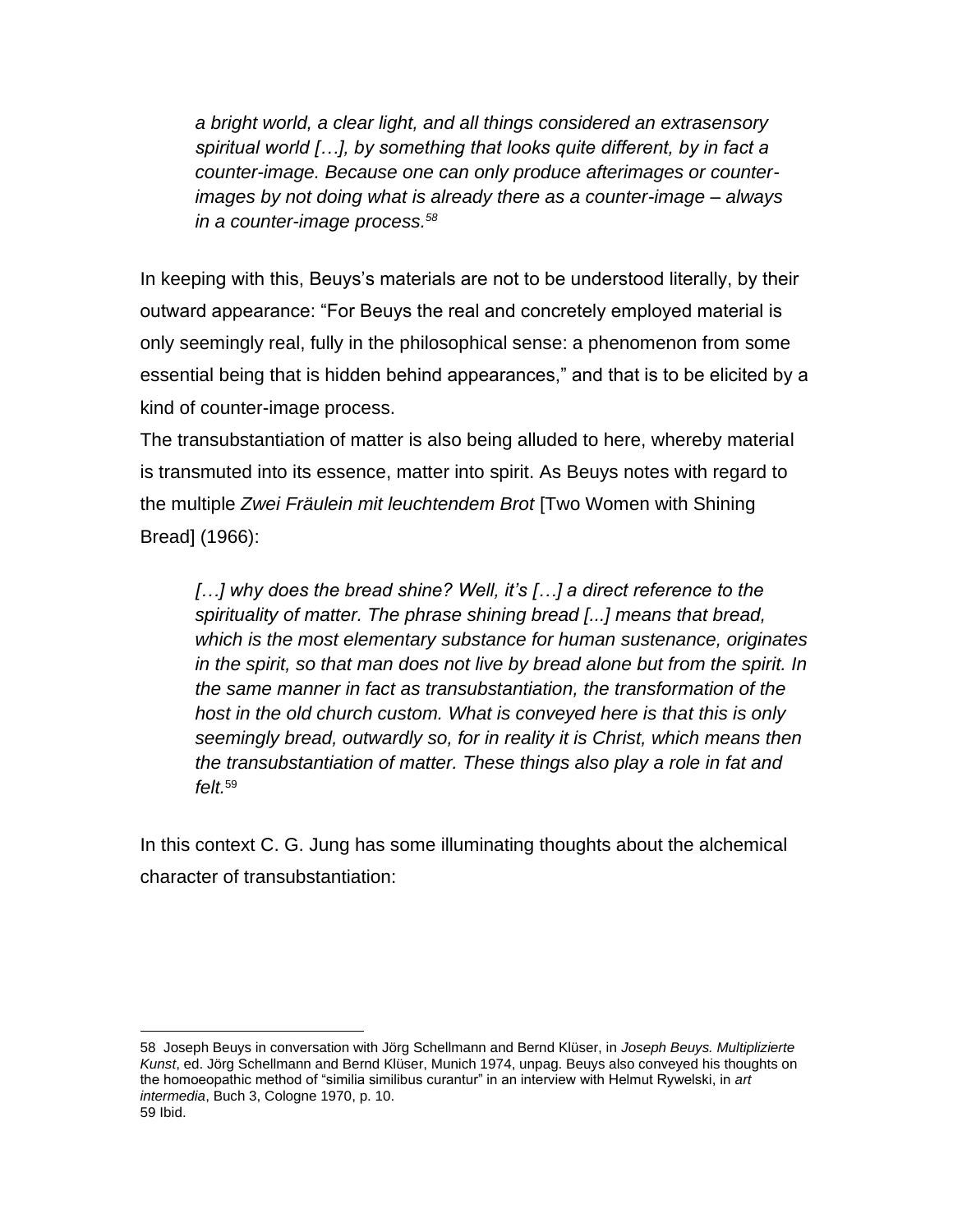> *a bright world, a clear light, and all things considered an extrasensory spiritual world […], by something that looks quite different, by in fact a counter-image. Because one can only produce afterimages or counter-images by not doing what is already there as a counter-image – always in a counter-image process.*[58]

In keeping with this, Beuys's materials are not to be understood literally, by their outward appearance: "For Beuys the real and concretely employed material is only seemingly real, fully in the philosophical sense: a phenomenon from some essential being that is hidden behind appearances," and that is to be elicited by a kind of counter-image process.

The transubstantiation of matter is also being alluded to here, whereby material is transmuted into its essence, matter into spirit. As Beuys notes with regard to the multiple *Zwei Fräulein mit leuchtendem Brot* [Two Women with Shining Bread] (1966):

> *[…] why does the bread shine? Well, it's […] a direct reference to the spirituality of matter. The phrase shining bread [...] means that bread, which is the most elementary substance for human sustenance, originates in the spirit, so that man does not live by bread alone but from the spirit. In the same manner in fact as transubstantiation, the transformation of the host in the old church custom. What is conveyed here is that this is only seemingly bread, outwardly so, for in reality it is Christ, which means then the transubstantiation of matter. These things also play a role in fat and felt.*[59]

In this context C. G. Jung has some illuminating thoughts about the alchemical character of transubstantiation:

---

58 Joseph Beuys in conversation with Jörg Schellmann and Bernd Klüser, in *Joseph Beuys. Multiplizierte Kunst*, ed. Jörg Schellmann and Bernd Klüser, Munich 1974, unpag. Beuys also conveyed his thoughts on the homoeopathic method of "similia similibus curantur" in an interview with Helmut Rywelski, in *art intermedia*, Buch 3, Cologne 1970, p. 10.

59 Ibid.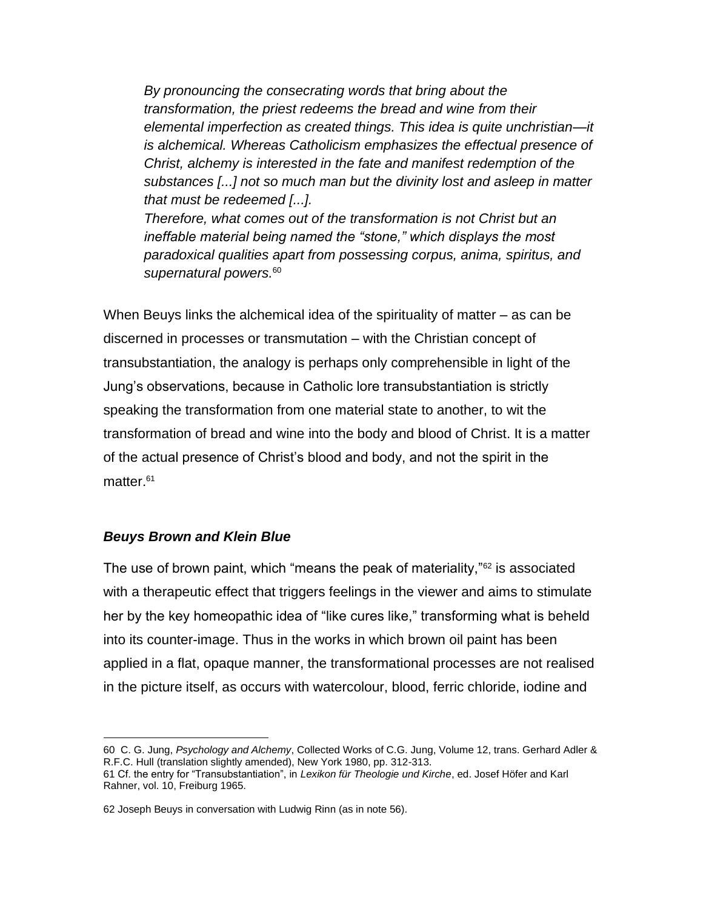> *By pronouncing the consecrating words that bring about the transformation, the priest redeems the bread and wine from their elemental imperfection as created things. This idea is quite unchristian—it is alchemical. Whereas Catholicism emphasizes the effectual presence of Christ, alchemy is interested in the fate and manifest redemption of the substances [...] not so much man but the divinity lost and asleep in matter that must be redeemed [...].*
> *Therefore, what comes out of the transformation is not Christ but an ineffable material being named the "stone," which displays the most paradoxical qualities apart from possessing corpus, anima, spiritus, and supernatural powers.*[60]

When Beuys links the alchemical idea of the spirituality of matter – as can be discerned in processes or transmutation – with the Christian concept of transubstantiation, the analogy is perhaps only comprehensible in light of the Jung's observations, because in Catholic lore transubstantiation is strictly speaking the transformation from one material state to another, to wit the transformation of bread and wine into the body and blood of Christ. It is a matter of the actual presence of Christ's blood and body, and not the spirit in the matter.[61]

### *Beuys Brown and Klein Blue*

The use of brown paint, which "means the peak of materiality,"[62] is associated with a therapeutic effect that triggers feelings in the viewer and aims to stimulate her by the key homeopathic idea of "like cures like," transforming what is beheld into its counter-image. Thus in the works in which brown oil paint has been applied in a flat, opaque manner, the transformational processes are not realised in the picture itself, as occurs with watercolour, blood, ferric chloride, iodine and

---

60 C. G. Jung, *Psychology and Alchemy*, Collected Works of C.G. Jung, Volume 12, trans. Gerhard Adler & R.F.C. Hull (translation slightly amended), New York 1980, pp. 312-313.

61 Cf. the entry for "Transubstantiation", in *Lexikon für Theologie und Kirche*, ed. Josef Höfer and Karl Rahner, vol. 10, Freiburg 1965.

62 Joseph Beuys in conversation with Ludwig Rinn (as in note 56).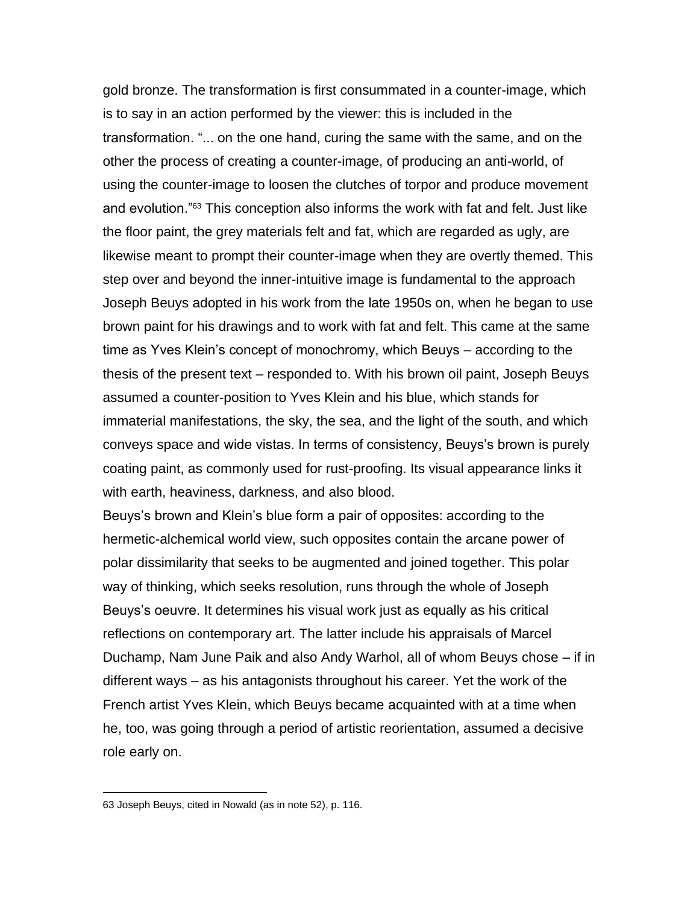gold bronze. The transformation is first consummated in a counter-image, which is to say in an action performed by the viewer: this is included in the transformation. "... on the one hand, curing the same with the same, and on the other the process of creating a counter-image, of producing an anti-world, of using the counter-image to loosen the clutches of torpor and produce movement and evolution."[63] This conception also informs the work with fat and felt. Just like the floor paint, the grey materials felt and fat, which are regarded as ugly, are likewise meant to prompt their counter-image when they are overtly themed. This step over and beyond the inner-intuitive image is fundamental to the approach Joseph Beuys adopted in his work from the late 1950s on, when he began to use brown paint for his drawings and to work with fat and felt. This came at the same time as Yves Klein's concept of monochromy, which Beuys – according to the thesis of the present text – responded to. With his brown oil paint, Joseph Beuys assumed a counter-position to Yves Klein and his blue, which stands for immaterial manifestations, the sky, the sea, and the light of the south, and which conveys space and wide vistas. In terms of consistency, Beuys's brown is purely coating paint, as commonly used for rust-proofing. Its visual appearance links it with earth, heaviness, darkness, and also blood.

Beuys's brown and Klein's blue form a pair of opposites: according to the hermetic-alchemical world view, such opposites contain the arcane power of polar dissimilarity that seeks to be augmented and joined together. This polar way of thinking, which seeks resolution, runs through the whole of Joseph Beuys's oeuvre. It determines his visual work just as equally as his critical reflections on contemporary art. The latter include his appraisals of Marcel Duchamp, Nam June Paik and also Andy Warhol, all of whom Beuys chose – if in different ways – as his antagonists throughout his career. Yet the work of the French artist Yves Klein, which Beuys became acquainted with at a time when he, too, was going through a period of artistic reorientation, assumed a decisive role early on.

---

63 Joseph Beuys, cited in Nowald (as in note 52), p. 116.